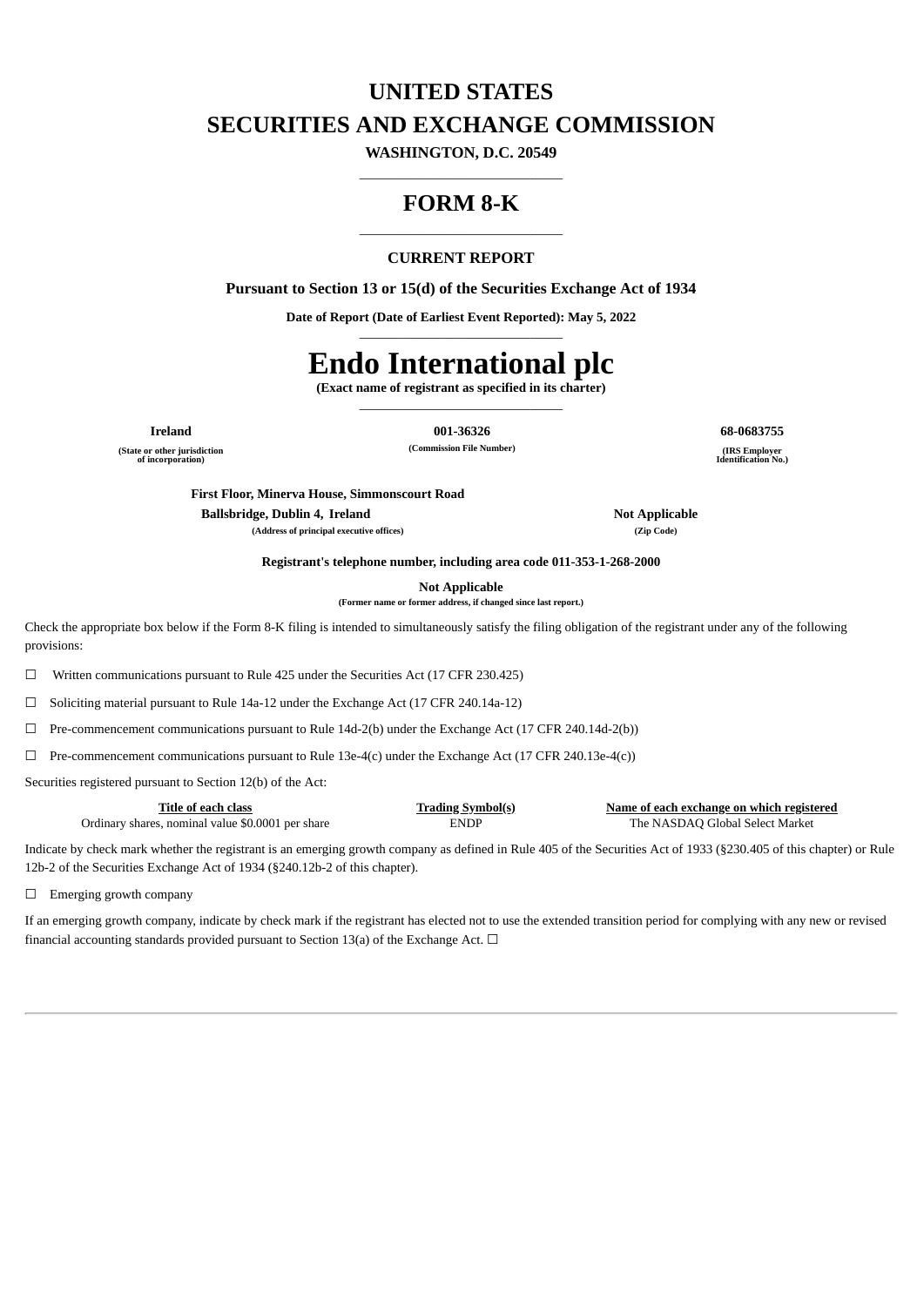# UNITED STATES

# SECURITIES AND EXCHANGE COMMISSION

**WASHINGTON, D.C. 20549**

---

# FORM 8-K

---

**CURRENT REPORT**

**Pursuant to Section 13 or 15(d) of the Securities Exchange Act of 1934**

**Date of Report (Date of Earliest Event Reported): May 5, 2022**

---

# Endo International plc

**(Exact name of registrant as specified in its charter)**

---

| **Ireland** | **001-36326** | **68-0683755** |
|---|---|---|
| **(State or other jurisdiction of incorporation)** | **(Commission File Number)** | **(IRS Employer Identification No.)** |

| **First Floor, Minerva House, Simmonscourt Road Ballsbridge, Dublin 4, Ireland** | **Not Applicable** |
|---|---|
| **(Address of principal executive offices)** | **(Zip Code)** |

**Registrant's telephone number, including area code 011-353-1-268-2000**

**Not Applicable**

**(Former name or former address, if changed since last report.)**

Check the appropriate box below if the Form 8-K filing is intended to simultaneously satisfy the filing obligation of the registrant under any of the following provisions:

☐ Written communications pursuant to Rule 425 under the Securities Act (17 CFR 230.425)

☐ Soliciting material pursuant to Rule 14a-12 under the Exchange Act (17 CFR 240.14a-12)

☐ Pre-commencement communications pursuant to Rule 14d-2(b) under the Exchange Act (17 CFR 240.14d-2(b))

☐ Pre-commencement communications pursuant to Rule 13e-4(c) under the Exchange Act (17 CFR 240.13e-4(c))

Securities registered pursuant to Section 12(b) of the Act:

| Title of each class | Trading Symbol(s) | Name of each exchange on which registered |
|---|---|---|
| Ordinary shares, nominal value $0.0001 per share | ENDP | The NASDAQ Global Select Market |

Indicate by check mark whether the registrant is an emerging growth company as defined in Rule 405 of the Securities Act of 1933 (§230.405 of this chapter) or Rule 12b-2 of the Securities Exchange Act of 1934 (§240.12b-2 of this chapter).

☐ Emerging growth company

If an emerging growth company, indicate by check mark if the registrant has elected not to use the extended transition period for complying with any new or revised financial accounting standards provided pursuant to Section 13(a) of the Exchange Act. ☐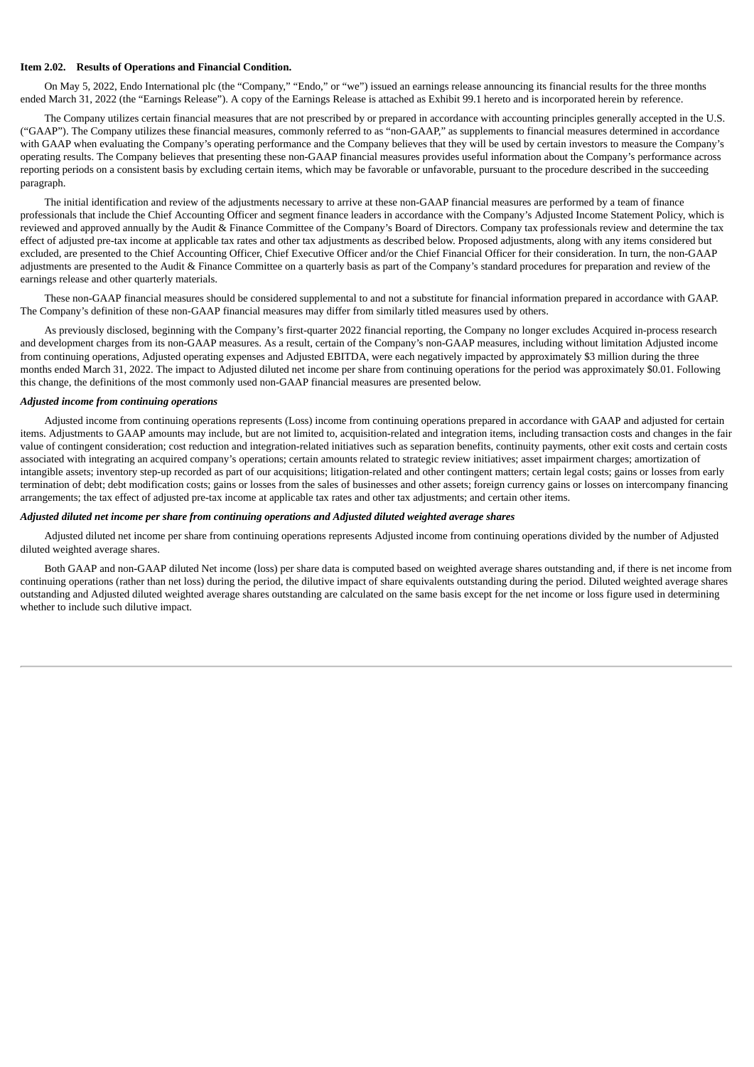**Item 2.02. Results of Operations and Financial Condition.**

On May 5, 2022, Endo International plc (the "Company," "Endo," or "we") issued an earnings release announcing its financial results for the three months ended March 31, 2022 (the "Earnings Release"). A copy of the Earnings Release is attached as Exhibit 99.1 hereto and is incorporated herein by reference.

The Company utilizes certain financial measures that are not prescribed by or prepared in accordance with accounting principles generally accepted in the U.S. ("GAAP"). The Company utilizes these financial measures, commonly referred to as "non-GAAP," as supplements to financial measures determined in accordance with GAAP when evaluating the Company's operating performance and the Company believes that they will be used by certain investors to measure the Company's operating results. The Company believes that presenting these non-GAAP financial measures provides useful information about the Company's performance across reporting periods on a consistent basis by excluding certain items, which may be favorable or unfavorable, pursuant to the procedure described in the succeeding paragraph.

The initial identification and review of the adjustments necessary to arrive at these non-GAAP financial measures are performed by a team of finance professionals that include the Chief Accounting Officer and segment finance leaders in accordance with the Company's Adjusted Income Statement Policy, which is reviewed and approved annually by the Audit & Finance Committee of the Company's Board of Directors. Company tax professionals review and determine the tax effect of adjusted pre-tax income at applicable tax rates and other tax adjustments as described below. Proposed adjustments, along with any items considered but excluded, are presented to the Chief Accounting Officer, Chief Executive Officer and/or the Chief Financial Officer for their consideration. In turn, the non-GAAP adjustments are presented to the Audit & Finance Committee on a quarterly basis as part of the Company's standard procedures for preparation and review of the earnings release and other quarterly materials.

These non-GAAP financial measures should be considered supplemental to and not a substitute for financial information prepared in accordance with GAAP. The Company's definition of these non-GAAP financial measures may differ from similarly titled measures used by others.

As previously disclosed, beginning with the Company's first-quarter 2022 financial reporting, the Company no longer excludes Acquired in-process research and development charges from its non-GAAP measures. As a result, certain of the Company's non-GAAP measures, including without limitation Adjusted income from continuing operations, Adjusted operating expenses and Adjusted EBITDA, were each negatively impacted by approximately $3 million during the three months ended March 31, 2022. The impact to Adjusted diluted net income per share from continuing operations for the period was approximately $0.01. Following this change, the definitions of the most commonly used non-GAAP financial measures are presented below.

***Adjusted income from continuing operations***

Adjusted income from continuing operations represents (Loss) income from continuing operations prepared in accordance with GAAP and adjusted for certain items. Adjustments to GAAP amounts may include, but are not limited to, acquisition-related and integration items, including transaction costs and changes in the fair value of contingent consideration; cost reduction and integration-related initiatives such as separation benefits, continuity payments, other exit costs and certain costs associated with integrating an acquired company's operations; certain amounts related to strategic review initiatives; asset impairment charges; amortization of intangible assets; inventory step-up recorded as part of our acquisitions; litigation-related and other contingent matters; certain legal costs; gains or losses from early termination of debt; debt modification costs; gains or losses from the sales of businesses and other assets; foreign currency gains or losses on intercompany financing arrangements; the tax effect of adjusted pre-tax income at applicable tax rates and other tax adjustments; and certain other items.

***Adjusted diluted net income per share from continuing operations and Adjusted diluted weighted average shares***

Adjusted diluted net income per share from continuing operations represents Adjusted income from continuing operations divided by the number of Adjusted diluted weighted average shares.

Both GAAP and non-GAAP diluted Net income (loss) per share data is computed based on weighted average shares outstanding and, if there is net income from continuing operations (rather than net loss) during the period, the dilutive impact of share equivalents outstanding during the period. Diluted weighted average shares outstanding and Adjusted diluted weighted average shares outstanding are calculated on the same basis except for the net income or loss figure used in determining whether to include such dilutive impact.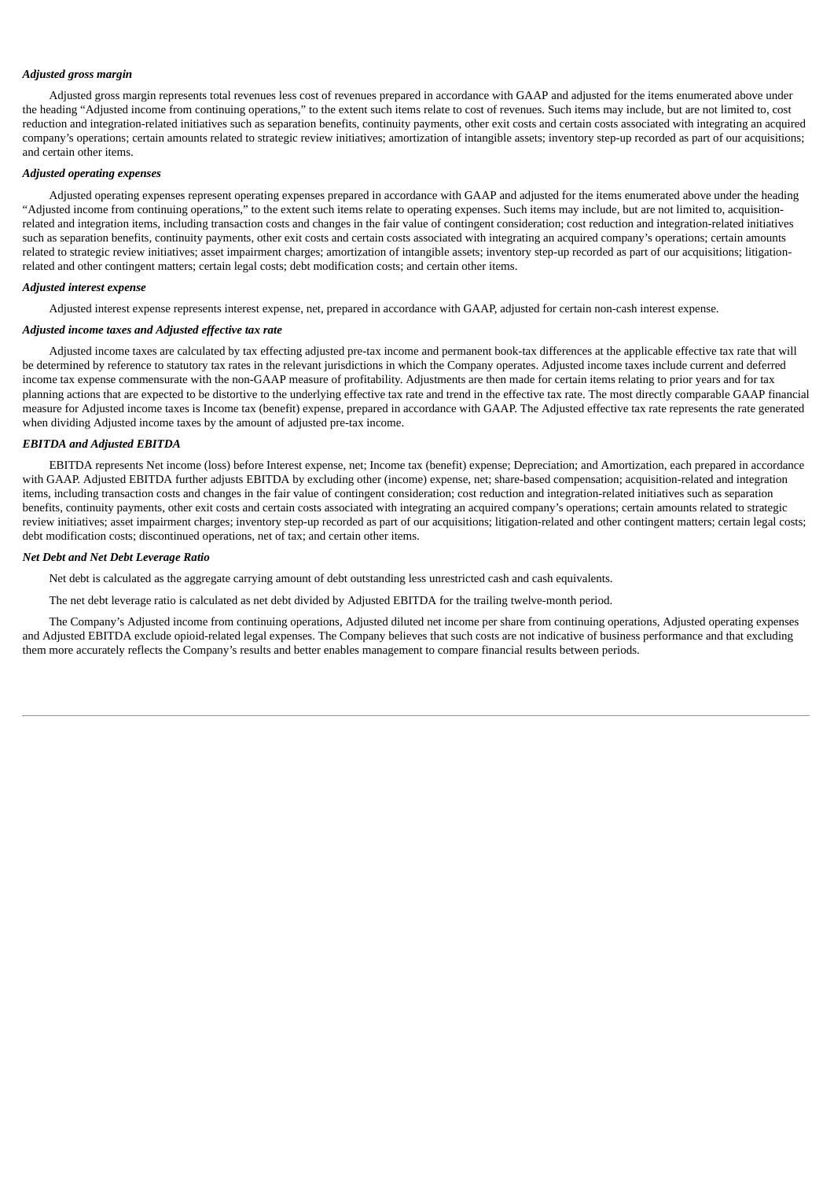***Adjusted gross margin***

Adjusted gross margin represents total revenues less cost of revenues prepared in accordance with GAAP and adjusted for the items enumerated above under the heading "Adjusted income from continuing operations," to the extent such items relate to cost of revenues. Such items may include, but are not limited to, cost reduction and integration-related initiatives such as separation benefits, continuity payments, other exit costs and certain costs associated with integrating an acquired company's operations; certain amounts related to strategic review initiatives; amortization of intangible assets; inventory step-up recorded as part of our acquisitions; and certain other items.

***Adjusted operating expenses***

Adjusted operating expenses represent operating expenses prepared in accordance with GAAP and adjusted for the items enumerated above under the heading "Adjusted income from continuing operations," to the extent such items relate to operating expenses. Such items may include, but are not limited to, acquisition-related and integration items, including transaction costs and changes in the fair value of contingent consideration; cost reduction and integration-related initiatives such as separation benefits, continuity payments, other exit costs and certain costs associated with integrating an acquired company's operations; certain amounts related to strategic review initiatives; asset impairment charges; amortization of intangible assets; inventory step-up recorded as part of our acquisitions; litigation-related and other contingent matters; certain legal costs; debt modification costs; and certain other items.

***Adjusted interest expense***

Adjusted interest expense represents interest expense, net, prepared in accordance with GAAP, adjusted for certain non-cash interest expense.

***Adjusted income taxes and Adjusted effective tax rate***

Adjusted income taxes are calculated by tax effecting adjusted pre-tax income and permanent book-tax differences at the applicable effective tax rate that will be determined by reference to statutory tax rates in the relevant jurisdictions in which the Company operates. Adjusted income taxes include current and deferred income tax expense commensurate with the non-GAAP measure of profitability. Adjustments are then made for certain items relating to prior years and for tax planning actions that are expected to be distortive to the underlying effective tax rate and trend in the effective tax rate. The most directly comparable GAAP financial measure for Adjusted income taxes is Income tax (benefit) expense, prepared in accordance with GAAP. The Adjusted effective tax rate represents the rate generated when dividing Adjusted income taxes by the amount of adjusted pre-tax income.

***EBITDA and Adjusted EBITDA***

EBITDA represents Net income (loss) before Interest expense, net; Income tax (benefit) expense; Depreciation; and Amortization, each prepared in accordance with GAAP. Adjusted EBITDA further adjusts EBITDA by excluding other (income) expense, net; share-based compensation; acquisition-related and integration items, including transaction costs and changes in the fair value of contingent consideration; cost reduction and integration-related initiatives such as separation benefits, continuity payments, other exit costs and certain costs associated with integrating an acquired company's operations; certain amounts related to strategic review initiatives; asset impairment charges; inventory step-up recorded as part of our acquisitions; litigation-related and other contingent matters; certain legal costs; debt modification costs; discontinued operations, net of tax; and certain other items.

***Net Debt and Net Debt Leverage Ratio***

Net debt is calculated as the aggregate carrying amount of debt outstanding less unrestricted cash and cash equivalents.

The net debt leverage ratio is calculated as net debt divided by Adjusted EBITDA for the trailing twelve-month period.

The Company's Adjusted income from continuing operations, Adjusted diluted net income per share from continuing operations, Adjusted operating expenses and Adjusted EBITDA exclude opioid-related legal expenses. The Company believes that such costs are not indicative of business performance and that excluding them more accurately reflects the Company's results and better enables management to compare financial results between periods.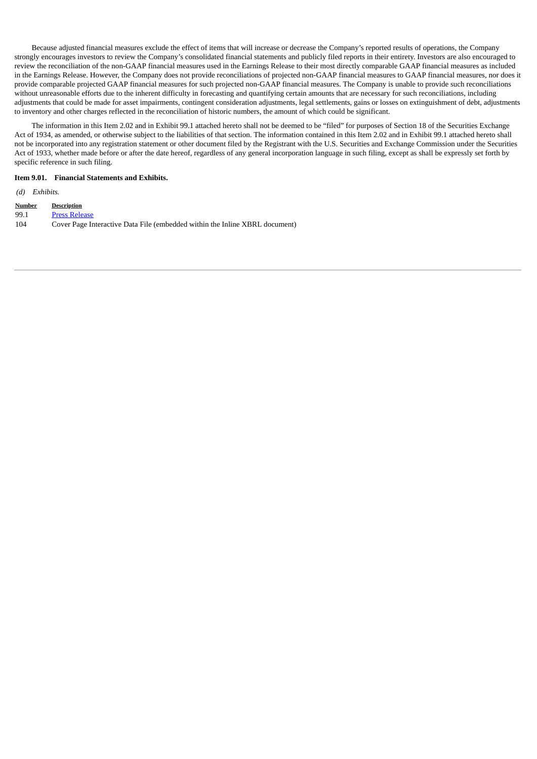Because adjusted financial measures exclude the effect of items that will increase or decrease the Company's reported results of operations, the Company strongly encourages investors to review the Company's consolidated financial statements and publicly filed reports in their entirety. Investors are also encouraged to review the reconciliation of the non-GAAP financial measures used in the Earnings Release to their most directly comparable GAAP financial measures as included in the Earnings Release. However, the Company does not provide reconciliations of projected non-GAAP financial measures to GAAP financial measures, nor does it provide comparable projected GAAP financial measures for such projected non-GAAP financial measures. The Company is unable to provide such reconciliations without unreasonable efforts due to the inherent difficulty in forecasting and quantifying certain amounts that are necessary for such reconciliations, including adjustments that could be made for asset impairments, contingent consideration adjustments, legal settlements, gains or losses on extinguishment of debt, adjustments to inventory and other charges reflected in the reconciliation of historic numbers, the amount of which could be significant.

The information in this Item 2.02 and in Exhibit 99.1 attached hereto shall not be deemed to be "filed" for purposes of Section 18 of the Securities Exchange Act of 1934, as amended, or otherwise subject to the liabilities of that section. The information contained in this Item 2.02 and in Exhibit 99.1 attached hereto shall not be incorporated into any registration statement or other document filed by the Registrant with the U.S. Securities and Exchange Commission under the Securities Act of 1933, whether made before or after the date hereof, regardless of any general incorporation language in such filing, except as shall be expressly set forth by specific reference in such filing.

**Item 9.01. Financial Statements and Exhibits.**

*(d) Exhibits.*

| Number | Description |
|---|---|
| 99.1 | Press Release |
| 104 | Cover Page Interactive Data File (embedded within the Inline XBRL document) |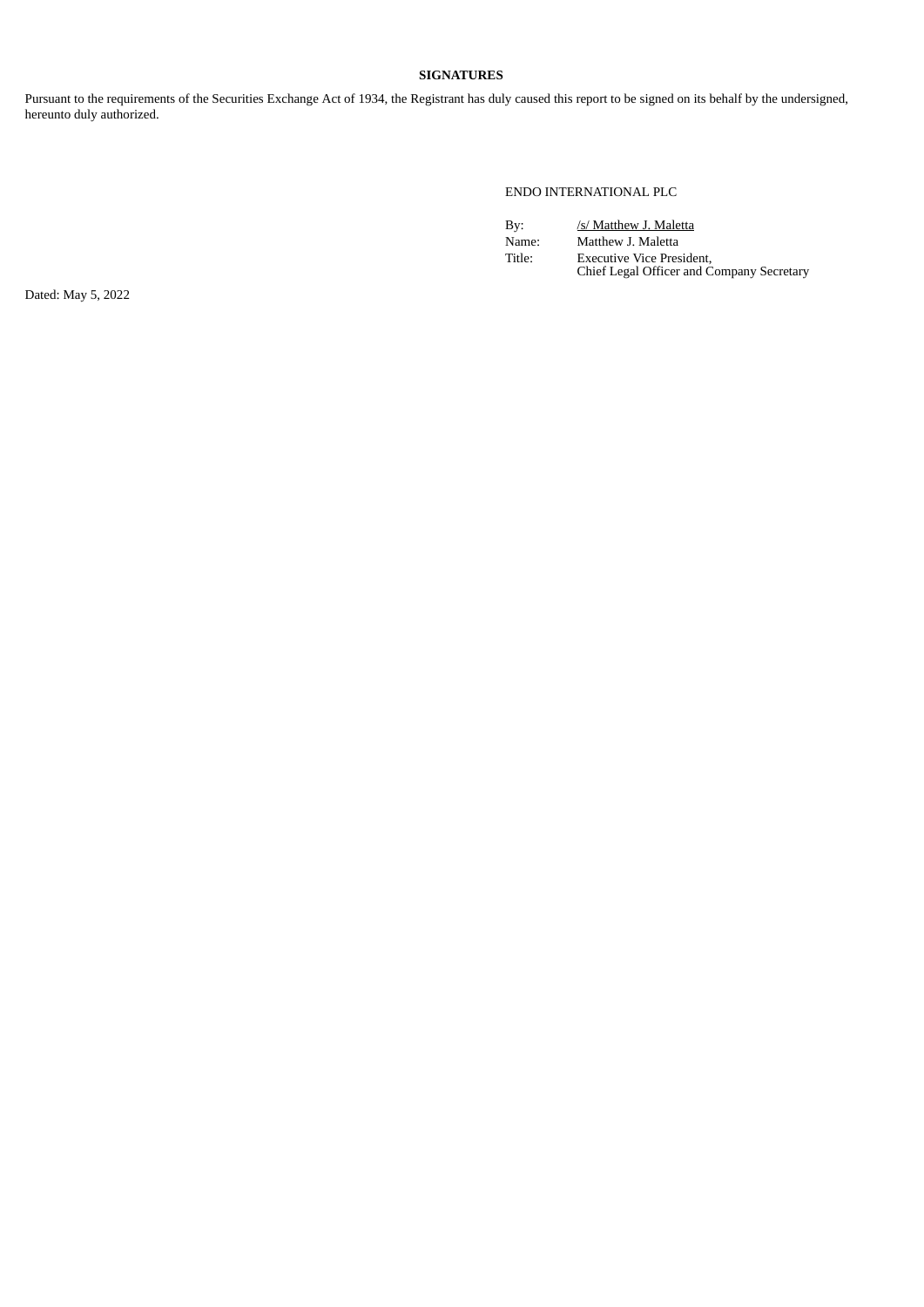**SIGNATURES**

Pursuant to the requirements of the Securities Exchange Act of 1934, the Registrant has duly caused this report to be signed on its behalf by the undersigned, hereunto duly authorized.

ENDO INTERNATIONAL PLC

| | |
|---|---|
| By: | /s/ Matthew J. Maletta |
| Name: | Matthew J. Maletta |
| Title: | Executive Vice President, Chief Legal Officer and Company Secretary |

Dated: May 5, 2022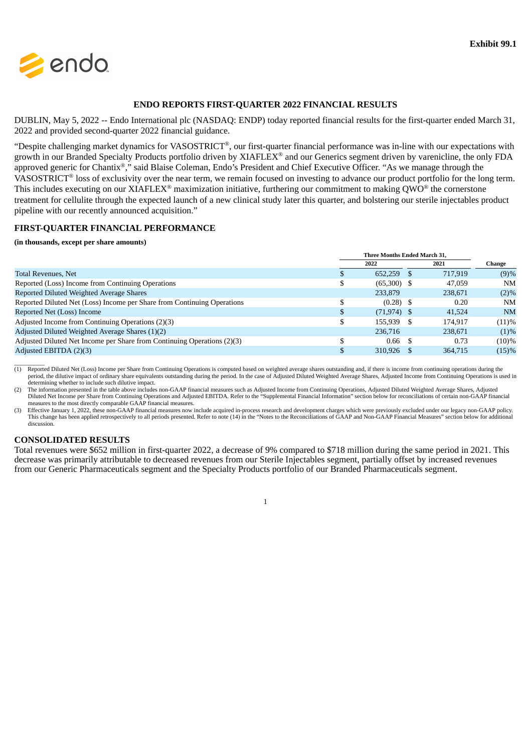**Exhibit 99.1**

endo

## ENDO REPORTS FIRST-QUARTER 2022 FINANCIAL RESULTS

DUBLIN, May 5, 2022 -- Endo International plc (NASDAQ: ENDP) today reported financial results for the first-quarter ended March 31, 2022 and provided second-quarter 2022 financial guidance.

"Despite challenging market dynamics for VASOSTRICT®, our first-quarter financial performance was in-line with our expectations with growth in our Branded Specialty Products portfolio driven by XIAFLEX® and our Generics segment driven by varenicline, the only FDA approved generic for Chantix®," said Blaise Coleman, Endo's President and Chief Executive Officer. "As we manage through the VASOSTRICT® loss of exclusivity over the near term, we remain focused on investing to advance our product portfolio for the long term. This includes executing on our XIAFLEX® maximization initiative, furthering our commitment to making QWO® the cornerstone treatment for cellulite through the expected launch of a new clinical study later this quarter, and bolstering our sterile injectables product pipeline with our recently announced acquisition."

### FIRST-QUARTER FINANCIAL PERFORMANCE

**(in thousands, except per share amounts)**

| | Three Months Ended March 31, | | |
|---|---|---|---|
| | 2022 | 2021 | Change |
| Total Revenues, Net | $ 652,259 | $ 717,919 | (9)% |
| Reported (Loss) Income from Continuing Operations | $ (65,300) | $ 47,059 | NM |
| Reported Diluted Weighted Average Shares | 233,879 | 238,671 | (2)% |
| Reported Diluted Net (Loss) Income per Share from Continuing Operations | $ (0.28) | $ 0.20 | NM |
| Reported Net (Loss) Income | $ (71,974) | $ 41,524 | NM |
| Adjusted Income from Continuing Operations (2)(3) | $ 155,939 | $ 174,917 | (11)% |
| Adjusted Diluted Weighted Average Shares (1)(2) | 236,716 | 238,671 | (1)% |
| Adjusted Diluted Net Income per Share from Continuing Operations (2)(3) | $ 0.66 | $ 0.73 | (10)% |
| Adjusted EBITDA (2)(3) | $ 310,926 | $ 364,715 | (15)% |

(1) Reported Diluted Net (Loss) Income per Share from Continuing Operations is computed based on weighted average shares outstanding and, if there is income from continuing operations during the period, the dilutive impact of ordinary share equivalents outstanding during the period. In the case of Adjusted Diluted Weighted Average Shares, Adjusted Income from Continuing Operations is used in determining whether to include such dilutive impact.

(2) The information presented in the table above includes non-GAAP financial measures such as Adjusted Income from Continuing Operations, Adjusted Diluted Weighted Average Shares, Adjusted Diluted Net Income per Share from Continuing Operations and Adjusted EBITDA. Refer to the "Supplemental Financial Information" section below for reconciliations of certain non-GAAP financial measures to the most directly comparable GAAP financial measures.

(3) Effective January 1, 2022, these non-GAAP financial measures now include acquired in-process research and development charges which were previously excluded under our legacy non-GAAP policy. This change has been applied retrospectively to all periods presented. Refer to note (14) in the "Notes to the Reconciliations of GAAP and Non-GAAP Financial Measures" section below for additional discussion.

### CONSOLIDATED RESULTS

Total revenues were $652 million in first-quarter 2022, a decrease of 9% compared to $718 million during the same period in 2021. This decrease was primarily attributable to decreased revenues from our Sterile Injectables segment, partially offset by increased revenues from our Generic Pharmaceuticals segment and the Specialty Products portfolio of our Branded Pharmaceuticals segment.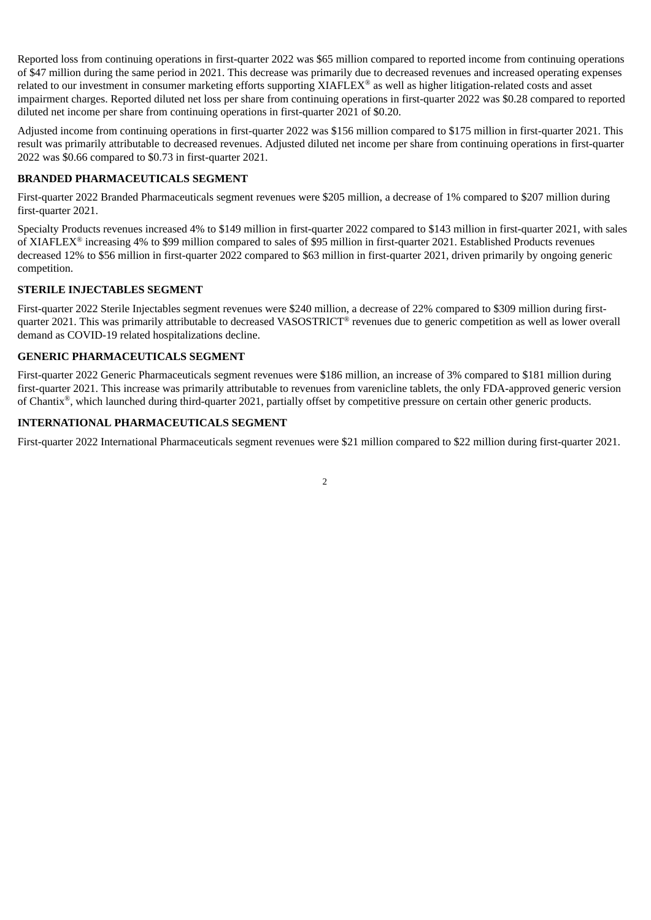Reported loss from continuing operations in first-quarter 2022 was $65 million compared to reported income from continuing operations of $47 million during the same period in 2021. This decrease was primarily due to decreased revenues and increased operating expenses related to our investment in consumer marketing efforts supporting XIAFLEX® as well as higher litigation-related costs and asset impairment charges. Reported diluted net loss per share from continuing operations in first-quarter 2022 was $0.28 compared to reported diluted net income per share from continuing operations in first-quarter 2021 of $0.20.

Adjusted income from continuing operations in first-quarter 2022 was $156 million compared to $175 million in first-quarter 2021. This result was primarily attributable to decreased revenues. Adjusted diluted net income per share from continuing operations in first-quarter 2022 was $0.66 compared to $0.73 in first-quarter 2021.

**BRANDED PHARMACEUTICALS SEGMENT**

First-quarter 2022 Branded Pharmaceuticals segment revenues were $205 million, a decrease of 1% compared to $207 million during first-quarter 2021.

Specialty Products revenues increased 4% to $149 million in first-quarter 2022 compared to $143 million in first-quarter 2021, with sales of XIAFLEX® increasing 4% to $99 million compared to sales of $95 million in first-quarter 2021. Established Products revenues decreased 12% to $56 million in first-quarter 2022 compared to $63 million in first-quarter 2021, driven primarily by ongoing generic competition.

**STERILE INJECTABLES SEGMENT**

First-quarter 2022 Sterile Injectables segment revenues were $240 million, a decrease of 22% compared to $309 million during first-quarter 2021. This was primarily attributable to decreased VASOSTRICT® revenues due to generic competition as well as lower overall demand as COVID-19 related hospitalizations decline.

**GENERIC PHARMACEUTICALS SEGMENT**

First-quarter 2022 Generic Pharmaceuticals segment revenues were $186 million, an increase of 3% compared to $181 million during first-quarter 2021. This increase was primarily attributable to revenues from varenicline tablets, the only FDA-approved generic version of Chantix®, which launched during third-quarter 2021, partially offset by competitive pressure on certain other generic products.

**INTERNATIONAL PHARMACEUTICALS SEGMENT**

First-quarter 2022 International Pharmaceuticals segment revenues were $21 million compared to $22 million during first-quarter 2021.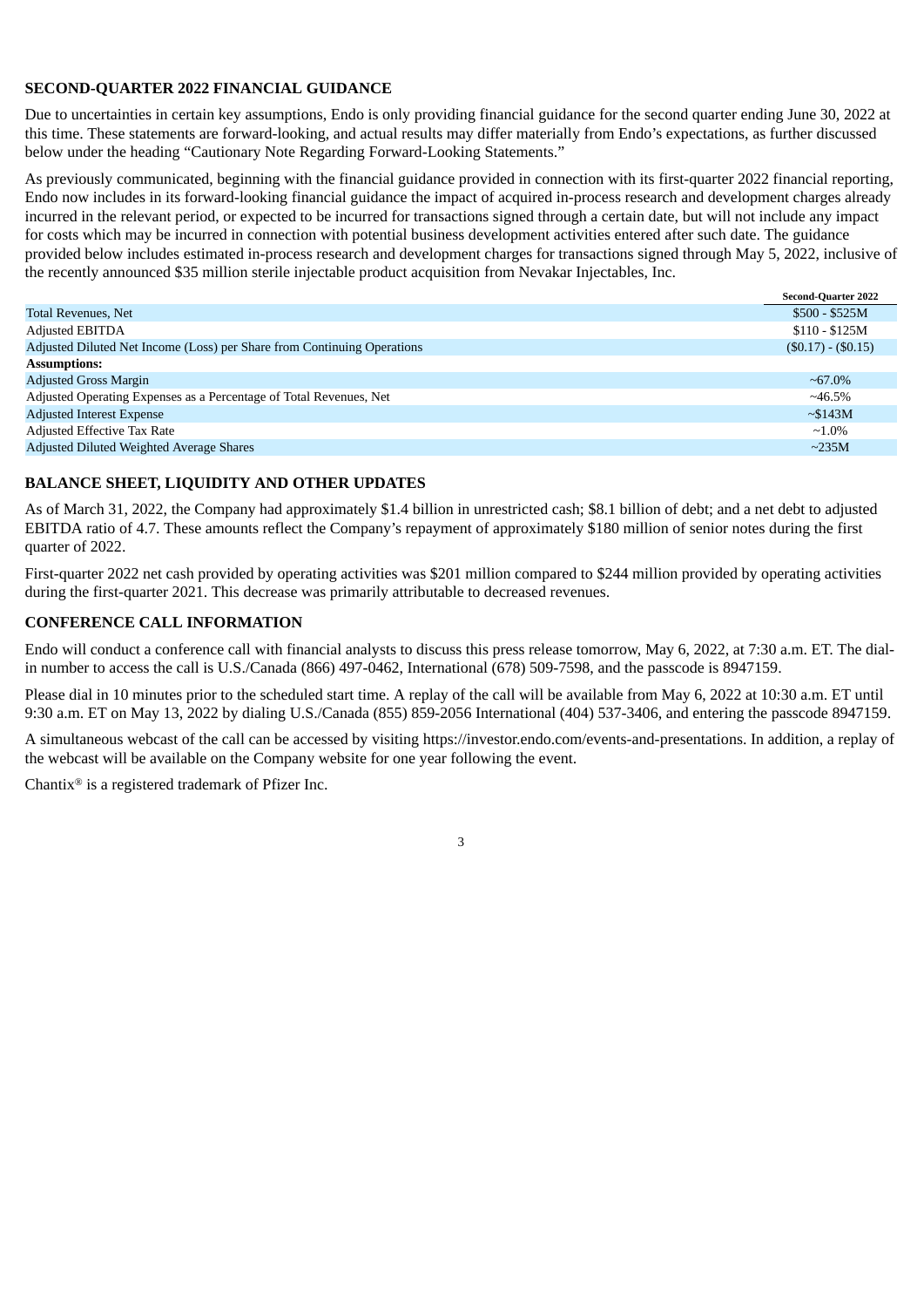## SECOND-QUARTER 2022 FINANCIAL GUIDANCE

Due to uncertainties in certain key assumptions, Endo is only providing financial guidance for the second quarter ending June 30, 2022 at this time. These statements are forward-looking, and actual results may differ materially from Endo's expectations, as further discussed below under the heading "Cautionary Note Regarding Forward-Looking Statements."

As previously communicated, beginning with the financial guidance provided in connection with its first-quarter 2022 financial reporting, Endo now includes in its forward-looking financial guidance the impact of acquired in-process research and development charges already incurred in the relevant period, or expected to be incurred for transactions signed through a certain date, but will not include any impact for costs which may be incurred in connection with potential business development activities entered after such date. The guidance provided below includes estimated in-process research and development charges for transactions signed through May 5, 2022, inclusive of the recently announced $35 million sterile injectable product acquisition from Nevakar Injectables, Inc.

| | Second-Quarter 2022 |
|---|---|
| Total Revenues, Net | $500 - $525M |
| Adjusted EBITDA | $110 - $125M |
| Adjusted Diluted Net Income (Loss) per Share from Continuing Operations | ($0.17) - ($0.15) |
| **Assumptions:** | |
| Adjusted Gross Margin | ~67.0% |
| Adjusted Operating Expenses as a Percentage of Total Revenues, Net | ~46.5% |
| Adjusted Interest Expense | ~$143M |
| Adjusted Effective Tax Rate | ~1.0% |
| Adjusted Diluted Weighted Average Shares | ~235M |

## BALANCE SHEET, LIQUIDITY AND OTHER UPDATES

As of March 31, 2022, the Company had approximately $1.4 billion in unrestricted cash; $8.1 billion of debt; and a net debt to adjusted EBITDA ratio of 4.7. These amounts reflect the Company's repayment of approximately $180 million of senior notes during the first quarter of 2022.

First-quarter 2022 net cash provided by operating activities was $201 million compared to $244 million provided by operating activities during the first-quarter 2021. This decrease was primarily attributable to decreased revenues.

## CONFERENCE CALL INFORMATION

Endo will conduct a conference call with financial analysts to discuss this press release tomorrow, May 6, 2022, at 7:30 a.m. ET. The dial-in number to access the call is U.S./Canada (866) 497-0462, International (678) 509-7598, and the passcode is 8947159.

Please dial in 10 minutes prior to the scheduled start time. A replay of the call will be available from May 6, 2022 at 10:30 a.m. ET until 9:30 a.m. ET on May 13, 2022 by dialing U.S./Canada (855) 859-2056 International (404) 537-3406, and entering the passcode 8947159.

A simultaneous webcast of the call can be accessed by visiting https://investor.endo.com/events-and-presentations. In addition, a replay of the webcast will be available on the Company website for one year following the event.

Chantix® is a registered trademark of Pfizer Inc.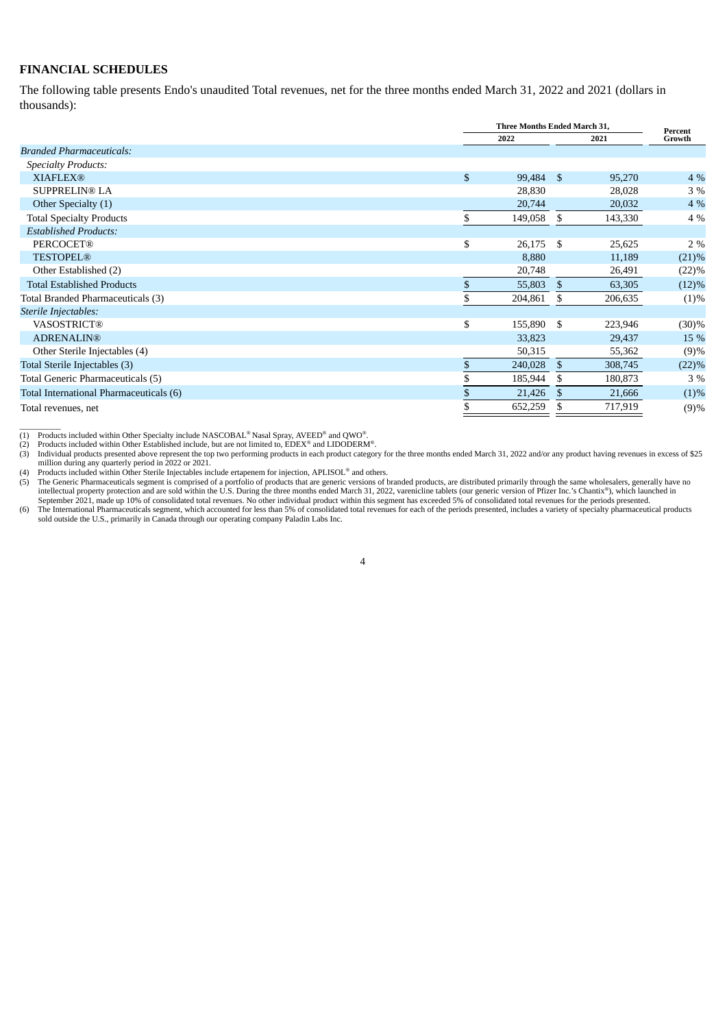## FINANCIAL SCHEDULES

The following table presents Endo's unaudited Total revenues, net for the three months ended March 31, 2022 and 2021 (dollars in thousands):

| | Three Months Ended March 31, | | Percent Growth |
|---|---|---|---|
| | 2022 | 2021 | |
| *Branded Pharmaceuticals:* | | | |
| *Specialty Products:* | | | |
| XIAFLEX® | $ 99,484 | $ 95,270 | 4 % |
| SUPPRELIN® LA | 28,830 | 28,028 | 3 % |
| Other Specialty (1) | 20,744 | 20,032 | 4 % |
| Total Specialty Products | $ 149,058 | $ 143,330 | 4 % |
| *Established Products:* | | | |
| PERCOCET® | $ 26,175 | $ 25,625 | 2 % |
| TESTOPEL® | 8,880 | 11,189 | (21)% |
| Other Established (2) | 20,748 | 26,491 | (22)% |
| Total Established Products | $ 55,803 | $ 63,305 | (12)% |
| Total Branded Pharmaceuticals (3) | $ 204,861 | $ 206,635 | (1)% |
| *Sterile Injectables:* | | | |
| VASOSTRICT® | $ 155,890 | $ 223,946 | (30)% |
| ADRENALIN® | 33,823 | 29,437 | 15 % |
| Other Sterile Injectables (4) | 50,315 | 55,362 | (9)% |
| Total Sterile Injectables (3) | $ 240,028 | $ 308,745 | (22)% |
| Total Generic Pharmaceuticals (5) | $ 185,944 | $ 180,873 | 3 % |
| Total International Pharmaceuticals (6) | $ 21,426 | $ 21,666 | (1)% |
| Total revenues, net | $ 652,259 | $ 717,919 | (9)% |

(1) Products included within Other Specialty include NASCOBAL® Nasal Spray, AVEED® and QWO®.

(2) Products included within Other Established include, but are not limited to, EDEX® and LIDODERM®.

(3) Individual products presented above represent the top two performing products in each product category for the three months ended March 31, 2022 and/or any product having revenues in excess of $25 million during any quarterly period in 2022 or 2021.

(4) Products included within Other Sterile Injectables include ertapenem for injection, APLISOL® and others.

(5) The Generic Pharmaceuticals segment is comprised of a portfolio of products that are generic versions of branded products, are distributed primarily through the same wholesalers, generally have no intellectual property protection and are sold within the U.S. During the three months ended March 31, 2022, varenicline tablets (our generic version of Pfizer Inc.'s Chantix®), which launched in September 2021, made up 10% of consolidated total revenues. No other individual product within this segment has exceeded 5% of consolidated total revenues for the periods presented.

(6) The International Pharmaceuticals segment, which accounted for less than 5% of consolidated total revenues for each of the periods presented, includes a variety of specialty pharmaceutical products sold outside the U.S., primarily in Canada through our operating company Paladin Labs Inc.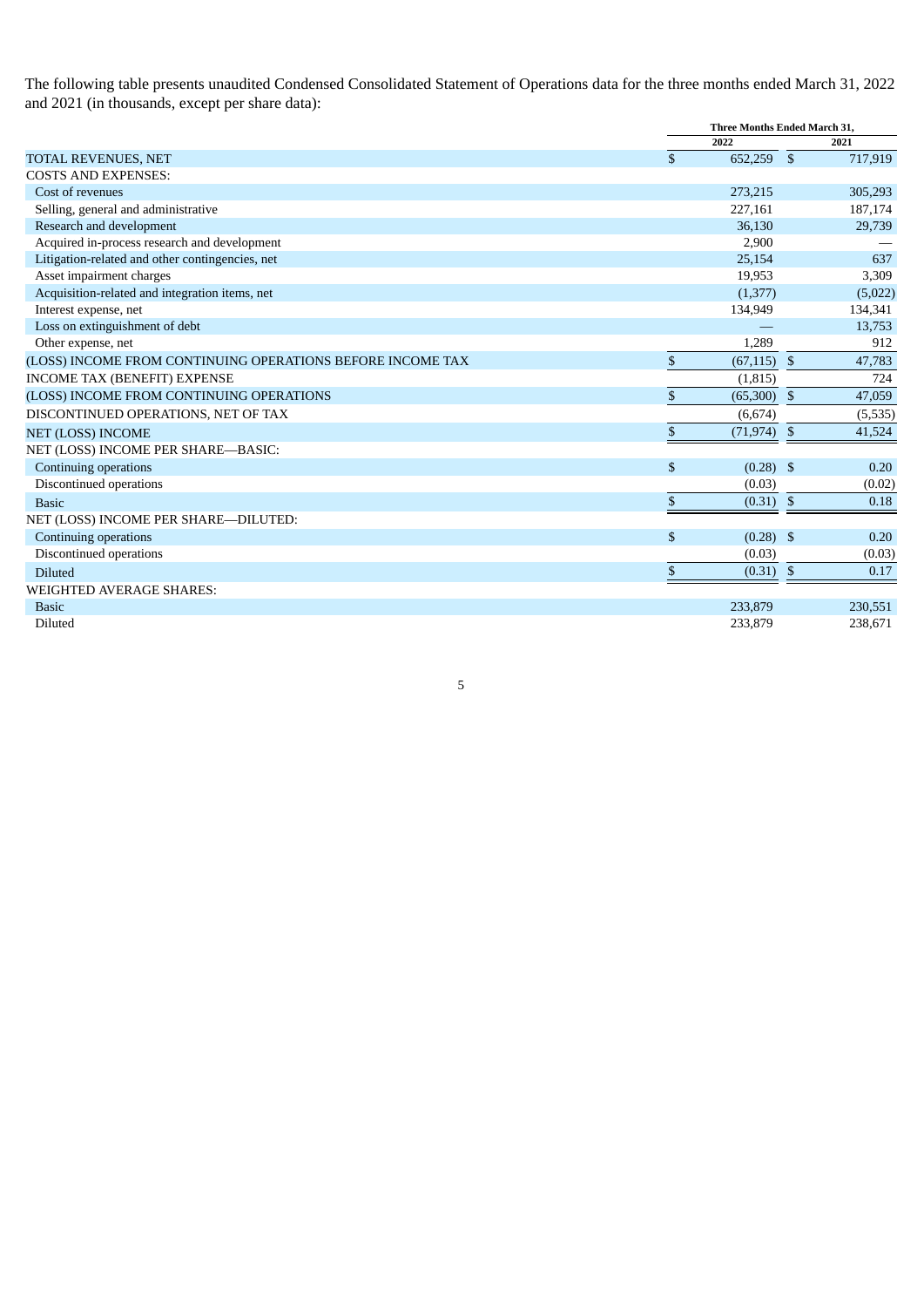The following table presents unaudited Condensed Consolidated Statement of Operations data for the three months ended March 31, 2022 and 2021 (in thousands, except per share data):

| | Three Months Ended March 31, | |
|---|---|---|
| | 2022 | 2021 |
| TOTAL REVENUES, NET | $ 652,259 | $ 717,919 |
| COSTS AND EXPENSES: | | |
| Cost of revenues | 273,215 | 305,293 |
| Selling, general and administrative | 227,161 | 187,174 |
| Research and development | 36,130 | 29,739 |
| Acquired in-process research and development | 2,900 | — |
| Litigation-related and other contingencies, net | 25,154 | 637 |
| Asset impairment charges | 19,953 | 3,309 |
| Acquisition-related and integration items, net | (1,377) | (5,022) |
| Interest expense, net | 134,949 | 134,341 |
| Loss on extinguishment of debt | — | 13,753 |
| Other expense, net | 1,289 | 912 |
| (LOSS) INCOME FROM CONTINUING OPERATIONS BEFORE INCOME TAX | $ (67,115) | $ 47,783 |
| INCOME TAX (BENEFIT) EXPENSE | (1,815) | 724 |
| (LOSS) INCOME FROM CONTINUING OPERATIONS | $ (65,300) | $ 47,059 |
| DISCONTINUED OPERATIONS, NET OF TAX | (6,674) | (5,535) |
| NET (LOSS) INCOME | $ (71,974) | $ 41,524 |
| NET (LOSS) INCOME PER SHARE—BASIC: | | |
| Continuing operations | $ (0.28) | $ 0.20 |
| Discontinued operations | (0.03) | (0.02) |
| Basic | $ (0.31) | $ 0.18 |
| NET (LOSS) INCOME PER SHARE—DILUTED: | | |
| Continuing operations | $ (0.28) | $ 0.20 |
| Discontinued operations | (0.03) | (0.03) |
| Diluted | $ (0.31) | $ 0.17 |
| WEIGHTED AVERAGE SHARES: | | |
| Basic | 233,879 | 230,551 |
| Diluted | 233,879 | 238,671 |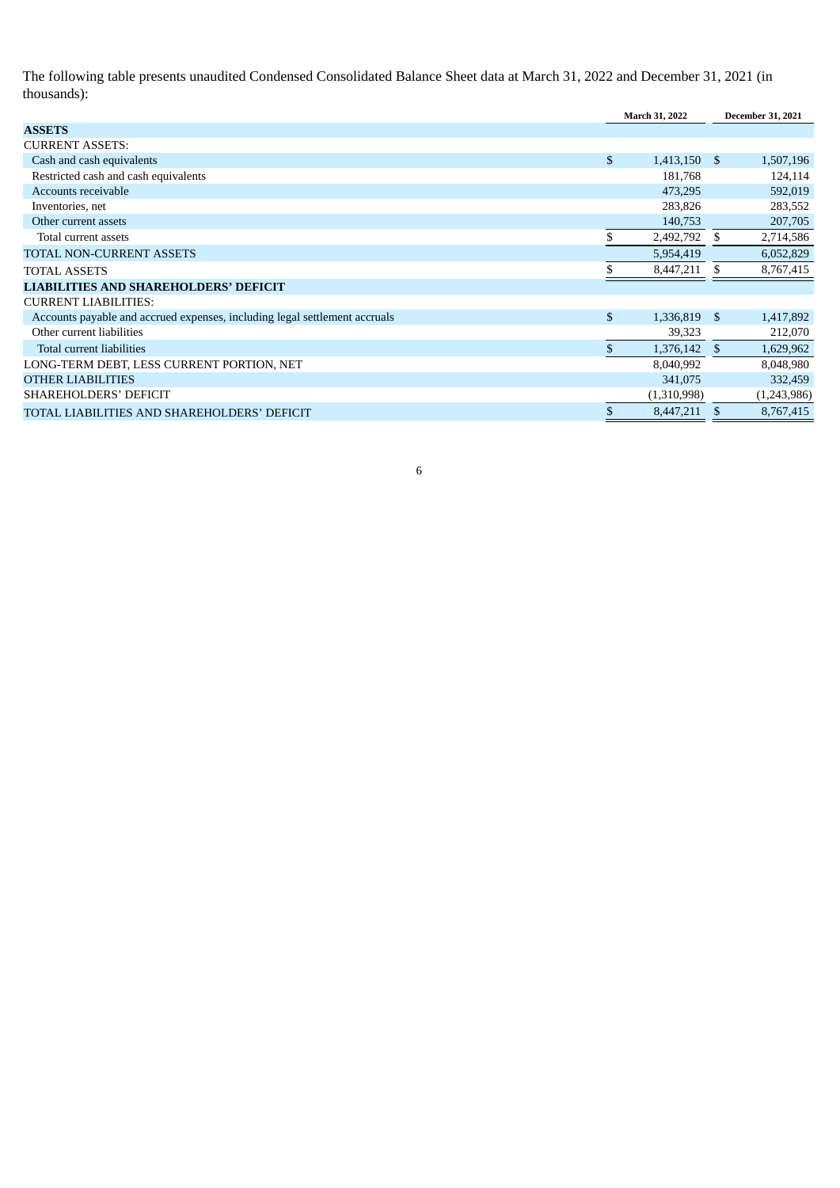The following table presents unaudited Condensed Consolidated Balance Sheet data at March 31, 2022 and December 31, 2021 (in thousands):

| | March 31, 2022 | December 31, 2021 |
|---|---|---|
| **ASSETS** | | |
| CURRENT ASSETS: | | |
| Cash and cash equivalents | $ 1,413,150 | $ 1,507,196 |
| Restricted cash and cash equivalents | 181,768 | 124,114 |
| Accounts receivable | 473,295 | 592,019 |
| Inventories, net | 283,826 | 283,552 |
| Other current assets | 140,753 | 207,705 |
| Total current assets | $ 2,492,792 | $ 2,714,586 |
| TOTAL NON-CURRENT ASSETS | 5,954,419 | 6,052,829 |
| TOTAL ASSETS | $ 8,447,211 | $ 8,767,415 |
| **LIABILITIES AND SHAREHOLDERS' DEFICIT** | | |
| CURRENT LIABILITIES: | | |
| Accounts payable and accrued expenses, including legal settlement accruals | $ 1,336,819 | $ 1,417,892 |
| Other current liabilities | 39,323 | 212,070 |
| Total current liabilities | $ 1,376,142 | $ 1,629,962 |
| LONG-TERM DEBT, LESS CURRENT PORTION, NET | 8,040,992 | 8,048,980 |
| OTHER LIABILITIES | 341,075 | 332,459 |
| SHAREHOLDERS' DEFICIT | (1,310,998) | (1,243,986) |
| TOTAL LIABILITIES AND SHAREHOLDERS' DEFICIT | $ 8,447,211 | $ 8,767,415 |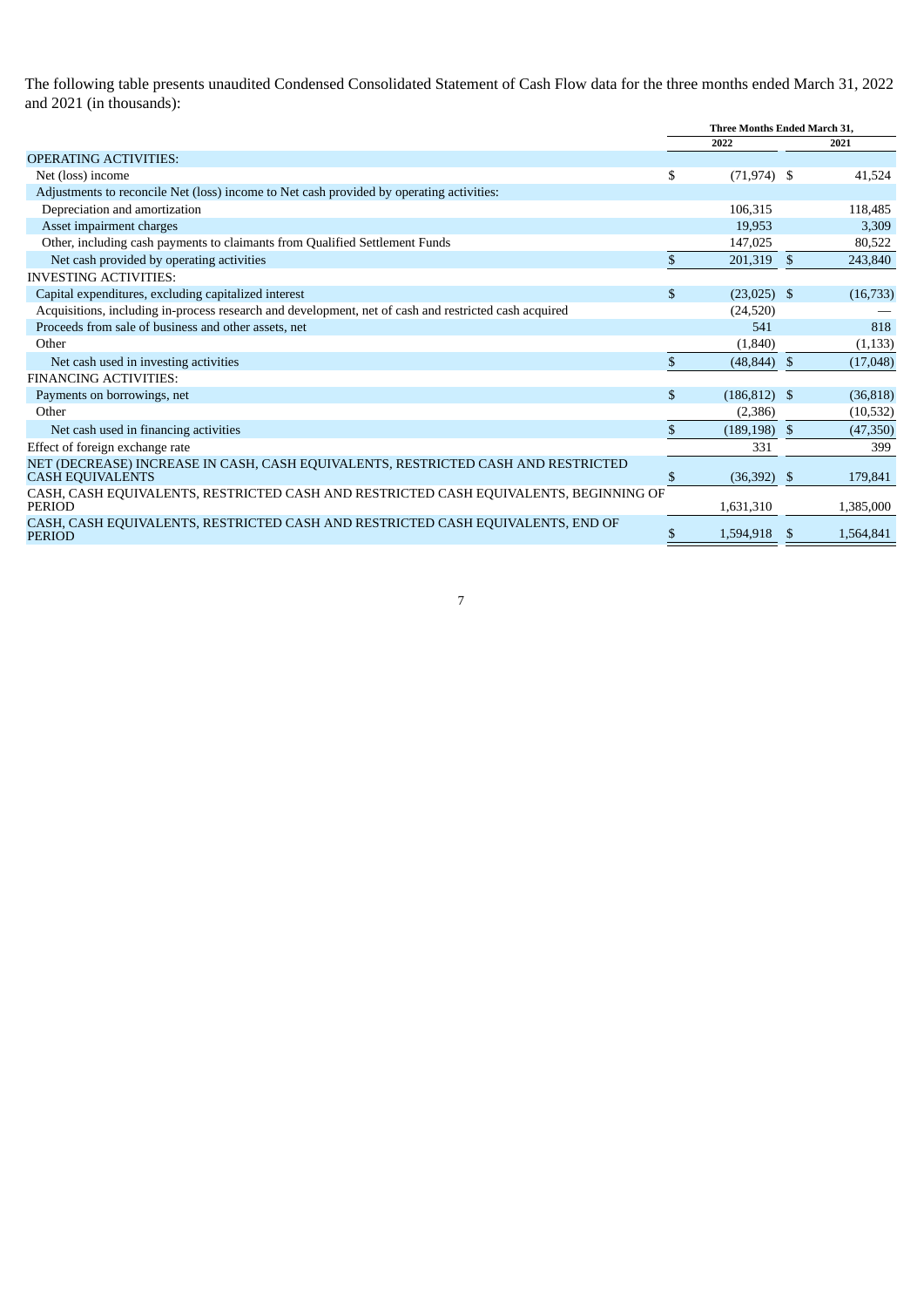The following table presents unaudited Condensed Consolidated Statement of Cash Flow data for the three months ended March 31, 2022 and 2021 (in thousands):

| | Three Months Ended March 31, | |
|---|---|---|
| | 2022 | 2021 |
| OPERATING ACTIVITIES: | | |
| Net (loss) income | $ (71,974) | $ 41,524 |
| Adjustments to reconcile Net (loss) income to Net cash provided by operating activities: | | |
| Depreciation and amortization | 106,315 | 118,485 |
| Asset impairment charges | 19,953 | 3,309 |
| Other, including cash payments to claimants from Qualified Settlement Funds | 147,025 | 80,522 |
| Net cash provided by operating activities | $ 201,319 | $ 243,840 |
| INVESTING ACTIVITIES: | | |
| Capital expenditures, excluding capitalized interest | $ (23,025) | $ (16,733) |
| Acquisitions, including in-process research and development, net of cash and restricted cash acquired | (24,520) | — |
| Proceeds from sale of business and other assets, net | 541 | 818 |
| Other | (1,840) | (1,133) |
| Net cash used in investing activities | $ (48,844) | $ (17,048) |
| FINANCING ACTIVITIES: | | |
| Payments on borrowings, net | $ (186,812) | $ (36,818) |
| Other | (2,386) | (10,532) |
| Net cash used in financing activities | $ (189,198) | $ (47,350) |
| Effect of foreign exchange rate | 331 | 399 |
| NET (DECREASE) INCREASE IN CASH, CASH EQUIVALENTS, RESTRICTED CASH AND RESTRICTED CASH EQUIVALENTS | $ (36,392) | $ 179,841 |
| CASH, CASH EQUIVALENTS, RESTRICTED CASH AND RESTRICTED CASH EQUIVALENTS, BEGINNING OF PERIOD | 1,631,310 | 1,385,000 |
| CASH, CASH EQUIVALENTS, RESTRICTED CASH AND RESTRICTED CASH EQUIVALENTS, END OF PERIOD | $ 1,594,918 | $ 1,564,841 |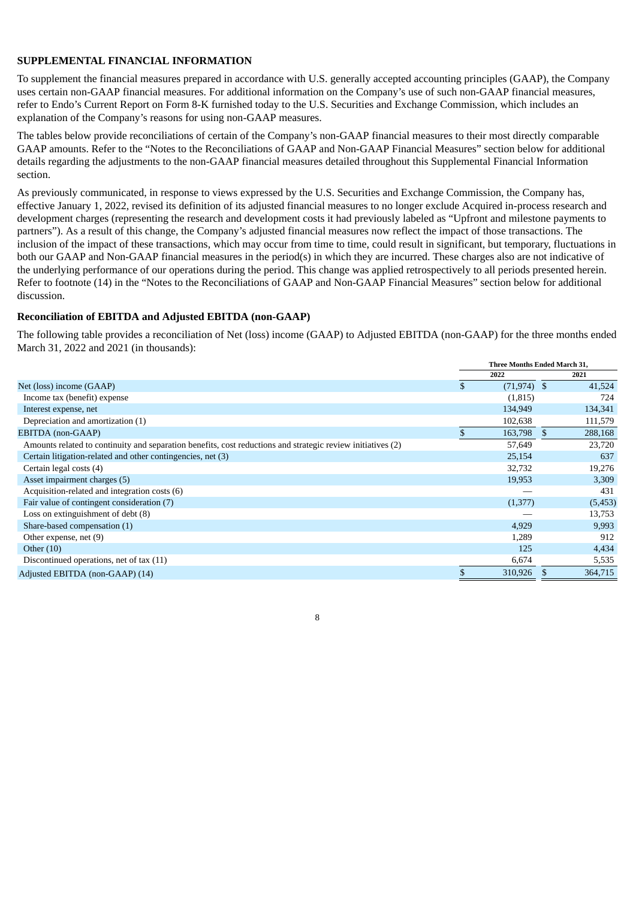**SUPPLEMENTAL FINANCIAL INFORMATION**

To supplement the financial measures prepared in accordance with U.S. generally accepted accounting principles (GAAP), the Company uses certain non-GAAP financial measures. For additional information on the Company's use of such non-GAAP financial measures, refer to Endo's Current Report on Form 8-K furnished today to the U.S. Securities and Exchange Commission, which includes an explanation of the Company's reasons for using non-GAAP measures.

The tables below provide reconciliations of certain of the Company's non-GAAP financial measures to their most directly comparable GAAP amounts. Refer to the "Notes to the Reconciliations of GAAP and Non-GAAP Financial Measures" section below for additional details regarding the adjustments to the non-GAAP financial measures detailed throughout this Supplemental Financial Information section.

As previously communicated, in response to views expressed by the U.S. Securities and Exchange Commission, the Company has, effective January 1, 2022, revised its definition of its adjusted financial measures to no longer exclude Acquired in-process research and development charges (representing the research and development costs it had previously labeled as "Upfront and milestone payments to partners"). As a result of this change, the Company's adjusted financial measures now reflect the impact of those transactions. The inclusion of the impact of these transactions, which may occur from time to time, could result in significant, but temporary, fluctuations in both our GAAP and Non-GAAP financial measures in the period(s) in which they are incurred. These charges also are not indicative of the underlying performance of our operations during the period. This change was applied retrospectively to all periods presented herein. Refer to footnote (14) in the "Notes to the Reconciliations of GAAP and Non-GAAP Financial Measures" section below for additional discussion.

**Reconciliation of EBITDA and Adjusted EBITDA (non-GAAP)**

The following table provides a reconciliation of Net (loss) income (GAAP) to Adjusted EBITDA (non-GAAP) for the three months ended March 31, 2022 and 2021 (in thousands):

| | Three Months Ended March 31, | |
|---|---|---|
| | 2022 | 2021 |
| Net (loss) income (GAAP) | $ (71,974) | $ 41,524 |
| Income tax (benefit) expense | (1,815) | 724 |
| Interest expense, net | 134,949 | 134,341 |
| Depreciation and amortization (1) | 102,638 | 111,579 |
| EBITDA (non-GAAP) | $ 163,798 | $ 288,168 |
| Amounts related to continuity and separation benefits, cost reductions and strategic review initiatives (2) | 57,649 | 23,720 |
| Certain litigation-related and other contingencies, net (3) | 25,154 | 637 |
| Certain legal costs (4) | 32,732 | 19,276 |
| Asset impairment charges (5) | 19,953 | 3,309 |
| Acquisition-related and integration costs (6) | — | 431 |
| Fair value of contingent consideration (7) | (1,377) | (5,453) |
| Loss on extinguishment of debt (8) | — | 13,753 |
| Share-based compensation (1) | 4,929 | 9,993 |
| Other expense, net (9) | 1,289 | 912 |
| Other (10) | 125 | 4,434 |
| Discontinued operations, net of tax (11) | 6,674 | 5,535 |
| Adjusted EBITDA (non-GAAP) (14) | $ 310,926 | $ 364,715 |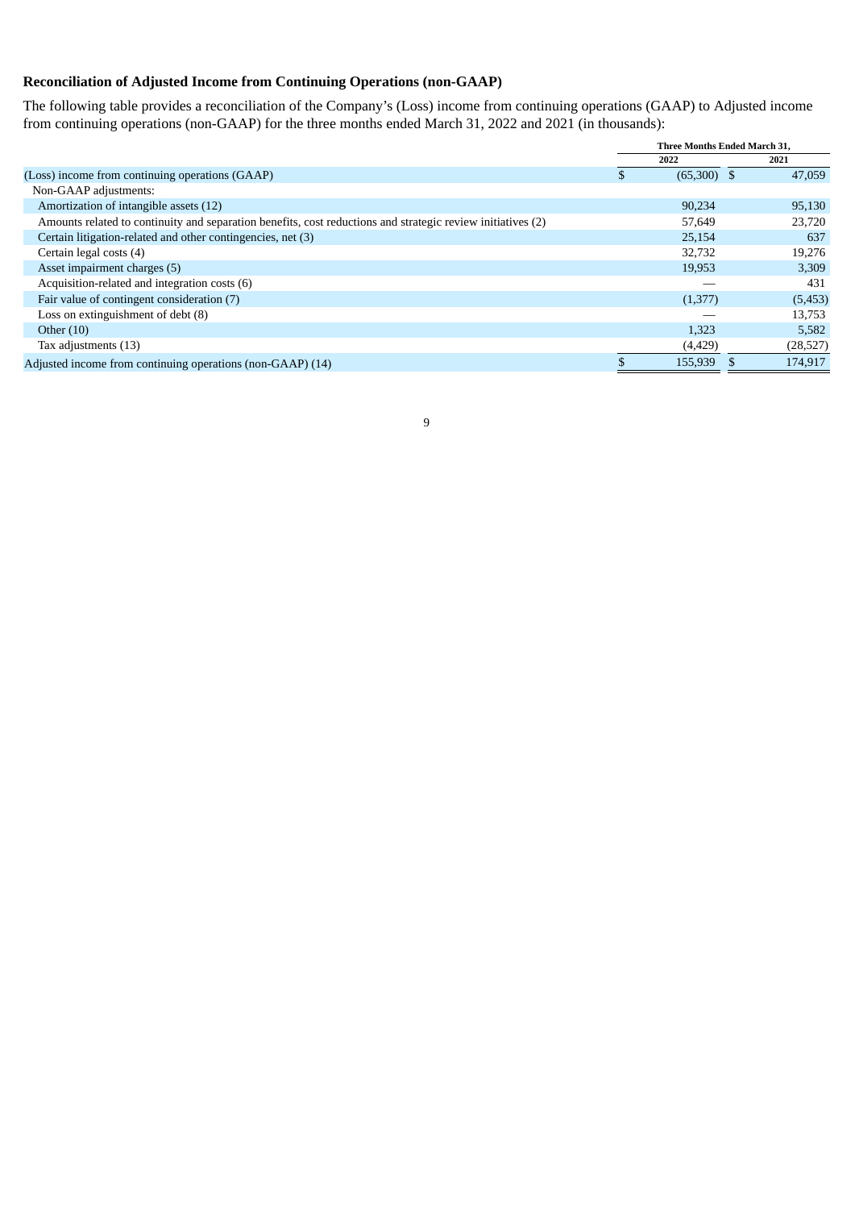## Reconciliation of Adjusted Income from Continuing Operations (non-GAAP)

The following table provides a reconciliation of the Company's (Loss) income from continuing operations (GAAP) to Adjusted income from continuing operations (non-GAAP) for the three months ended March 31, 2022 and 2021 (in thousands):

| | Three Months Ended March 31, | |
|---|---|---|
| | 2022 | 2021 |
| (Loss) income from continuing operations (GAAP) | $ (65,300) | $ 47,059 |
| Non-GAAP adjustments: | | |
| Amortization of intangible assets (12) | 90,234 | 95,130 |
| Amounts related to continuity and separation benefits, cost reductions and strategic review initiatives (2) | 57,649 | 23,720 |
| Certain litigation-related and other contingencies, net (3) | 25,154 | 637 |
| Certain legal costs (4) | 32,732 | 19,276 |
| Asset impairment charges (5) | 19,953 | 3,309 |
| Acquisition-related and integration costs (6) | — | 431 |
| Fair value of contingent consideration (7) | (1,377) | (5,453) |
| Loss on extinguishment of debt (8) | — | 13,753 |
| Other (10) | 1,323 | 5,582 |
| Tax adjustments (13) | (4,429) | (28,527) |
| Adjusted income from continuing operations (non-GAAP) (14) | $ 155,939 | $ 174,917 |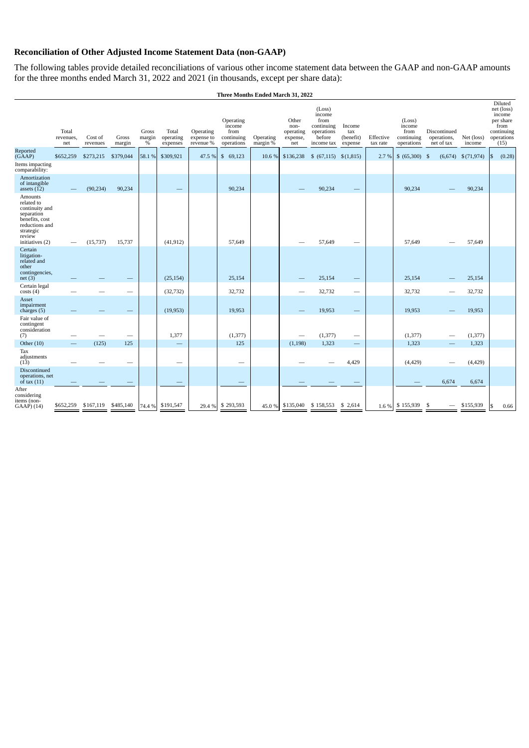## Reconciliation of Other Adjusted Income Statement Data (non-GAAP)

The following tables provide detailed reconciliations of various other income statement data between the GAAP and non-GAAP amounts for the three months ended March 31, 2022 and 2021 (in thousands, except per share data):

| Three Months Ended March 31, 2022 | | | | | | | | | | | | | | | | | |
|---|---|---|---|---|---|---|---|---|---|---|---|---|---|---|---|---|---|
| | Total revenues, net | Cost of revenues | Gross margin | Gross margin % | Total operating expenses | Operating expense to revenue % | Operating income from continuing operations | Operating margin % | Other non-operating expense, net | (Loss) income from continuing operations before income tax | Income tax (benefit) expense | Effective tax rate | (Loss) income from continuing operations | Discontinued operations, net of tax | Net (loss) income | Diluted net (loss) income per share from continuing operations (15) |
| Reported (GAAP) | $652,259 | $273,215 | $379,044 | 58.1 % | $309,921 | 47.5 % | $ 69,123 | 10.6 % | $136,238 | $ (67,115) | $(1,815) | 2.7 % | $ (65,300) | $ (6,674) | $(71,974) | $ (0.28) |
| Items impacting comparability: | | | | | | | | | | | | | | | | |
| Amortization of intangible assets (12) | — | (90,234) | 90,234 | | — | | 90,234 | | — | 90,234 | — | | 90,234 | — | 90,234 | |
| Amounts related to continuity and separation benefits, cost reductions and strategic review initiatives (2) | — | (15,737) | 15,737 | | (41,912) | | 57,649 | | — | 57,649 | — | | 57,649 | — | 57,649 | |
| Certain litigation-related and other contingencies, net (3) | — | — | — | | (25,154) | | 25,154 | | — | 25,154 | — | | 25,154 | — | 25,154 | |
| Certain legal costs (4) | — | — | — | | (32,732) | | 32,732 | | — | 32,732 | — | | 32,732 | — | 32,732 | |
| Asset impairment charges (5) | — | — | — | | (19,953) | | 19,953 | | — | 19,953 | — | | 19,953 | — | 19,953 | |
| Fair value of contingent consideration (7) | — | — | — | | 1,377 | | (1,377) | | — | (1,377) | — | | (1,377) | — | (1,377) | |
| Other (10) | — | (125) | 125 | | — | | 125 | | (1,198) | 1,323 | — | | 1,323 | — | 1,323 | |
| Tax adjustments (13) | — | — | — | | — | | — | | — | — | 4,429 | | (4,429) | — | (4,429) | |
| Discontinued operations, net of tax (11) | — | — | — | | — | | — | | — | — | — | | — | 6,674 | 6,674 | |
| After considering items (non-GAAP) (14) | $652,259 | $167,119 | $485,140 | 74.4 % | $191,547 | 29.4 % | $ 293,593 | 45.0 % | $135,040 | $ 158,553 | $ 2,614 | 1.6 % | $ 155,939 | $ — | $155,939 | $ 0.66 |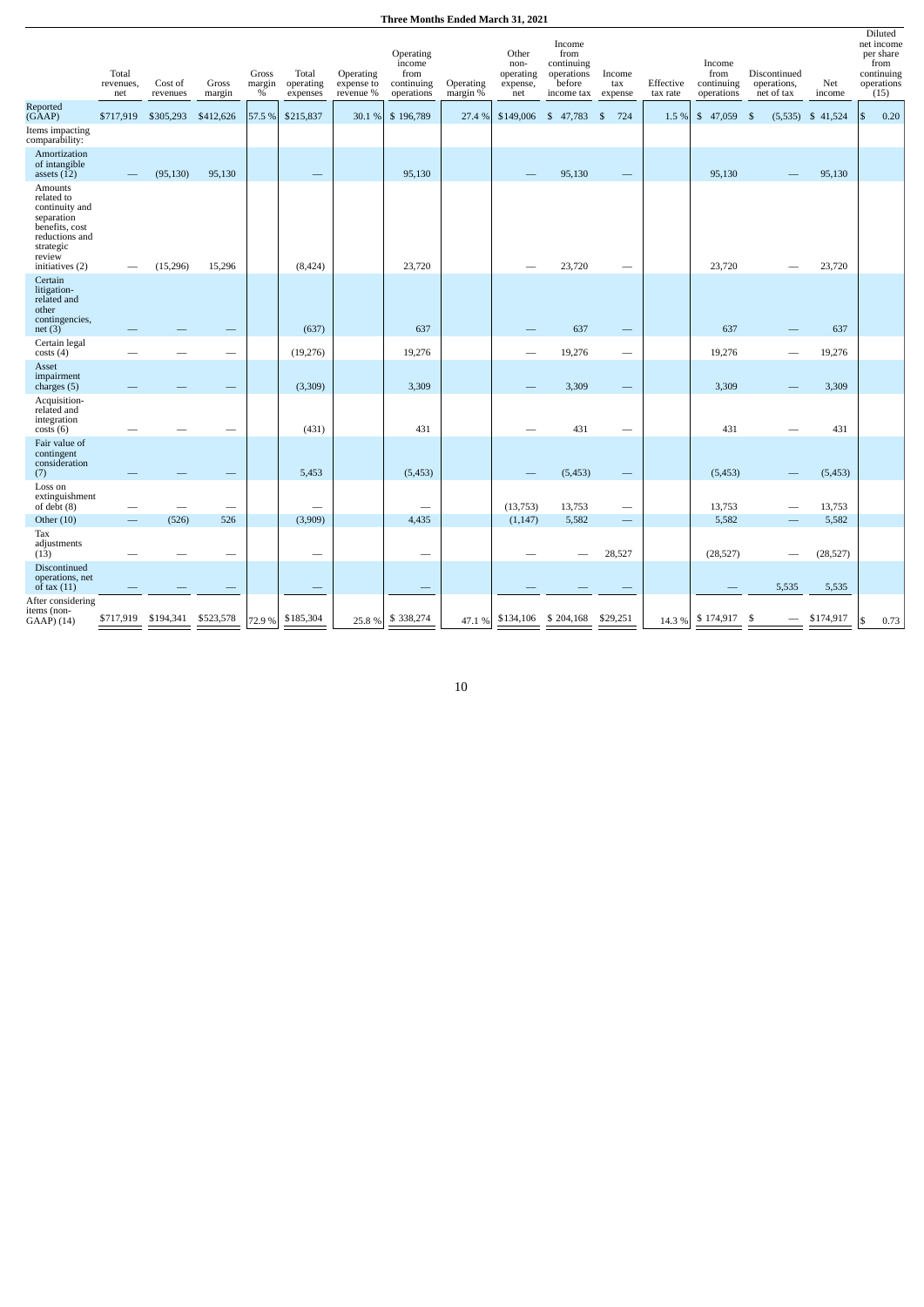**Three Months Ended March 31, 2021**

| | Total revenues, net | Cost of revenues | Gross margin | Gross margin % | Total operating expenses | Operating expense to revenue % | Operating income from continuing operations | Operating margin % | Other non-operating expense, net | Income from continuing operations before income tax | Income tax expense | Effective tax rate | Income from continuing operations | Discontinued operations, net of tax | Net income | Diluted net income per share from continuing operations (15) |
|---|---|---|---|---|---|---|---|---|---|---|---|---|---|---|---|---|
| Reported (GAAP) | $717,919 | $305,293 | $412,626 | 57.5 % | $215,837 | 30.1 % | $ 196,789 | 27.4 % | $149,006 | $ 47,783 | $ 724 | 1.5 % | $ 47,059 | $ (5,535) | $ 41,524 | $ 0.20 |
| Items impacting comparability: | | | | | | | | | | | | | | | | |
| Amortization of intangible assets (12) | — | (95,130) | 95,130 | | — | | 95,130 | | — | 95,130 | — | | 95,130 | — | 95,130 | |
| Amounts related to continuity and separation benefits, cost reductions and strategic review initiatives (2) | — | (15,296) | 15,296 | | (8,424) | | 23,720 | | — | 23,720 | — | | 23,720 | — | 23,720 | |
| Certain litigation-related and other contingencies, net (3) | — | — | — | | (637) | | 637 | | — | 637 | — | | 637 | — | 637 | |
| Certain legal costs (4) | — | — | — | | (19,276) | | 19,276 | | — | 19,276 | — | | 19,276 | — | 19,276 | |
| Asset impairment charges (5) | — | — | — | | (3,309) | | 3,309 | | — | 3,309 | — | | 3,309 | — | 3,309 | |
| Acquisition-related and integration costs (6) | — | — | — | | (431) | | 431 | | — | 431 | — | | 431 | — | 431 | |
| Fair value of contingent consideration (7) | — | — | — | | 5,453 | | (5,453) | | — | (5,453) | — | | (5,453) | — | (5,453) | |
| Loss on extinguishment of debt (8) | — | — | — | | — | | — | | (13,753) | 13,753 | — | | 13,753 | — | 13,753 | |
| Other (10) | — | (526) | 526 | | (3,909) | | 4,435 | | (1,147) | 5,582 | — | | 5,582 | — | 5,582 | |
| Tax adjustments (13) | — | — | — | | — | | — | | — | — | 28,527 | | (28,527) | — | (28,527) | |
| Discontinued operations, net of tax (11) | — | — | — | | — | | — | | — | — | — | | — | 5,535 | 5,535 | |
| After considering items (non-GAAP) (14) | $717,919 | $194,341 | $523,578 | 72.9 % | $185,304 | 25.8 % | $ 338,274 | 47.1 % | $134,106 | $ 204,168 | $29,251 | 14.3 % | $ 174,917 | $ — | $174,917 | $ 0.73 |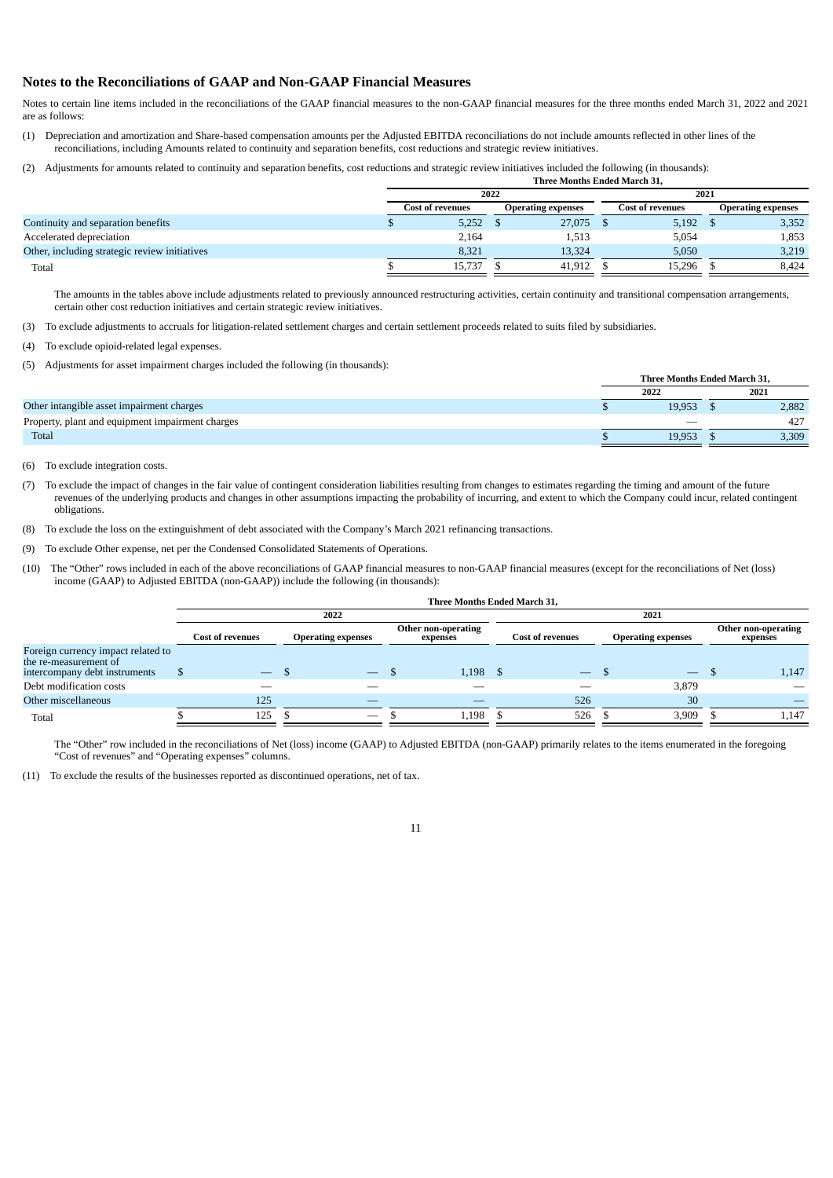## Notes to the Reconciliations of GAAP and Non-GAAP Financial Measures

Notes to certain line items included in the reconciliations of the GAAP financial measures to the non-GAAP financial measures for the three months ended March 31, 2022 and 2021 are as follows:

(1) Depreciation and amortization and Share-based compensation amounts per the Adjusted EBITDA reconciliations do not include amounts reflected in other lines of the reconciliations, including Amounts related to continuity and separation benefits, cost reductions and strategic review initiatives.

(2) Adjustments for amounts related to continuity and separation benefits, cost reductions and strategic review initiatives included the following (in thousands):

| | Three Months Ended March 31, | | | |
|---|---|---|---|---|
| | 2022 | | 2021 | |
| | Cost of revenues | Operating expenses | Cost of revenues | Operating expenses |
| Continuity and separation benefits | $ 5,252 | $ 27,075 | $ 5,192 | $ 3,352 |
| Accelerated depreciation | 2,164 | 1,513 | 5,054 | 1,853 |
| Other, including strategic review initiatives | 8,321 | 13,324 | 5,050 | 3,219 |
| Total | $ 15,737 | $ 41,912 | $ 15,296 | $ 8,424 |

The amounts in the tables above include adjustments related to previously announced restructuring activities, certain continuity and transitional compensation arrangements, certain other cost reduction initiatives and certain strategic review initiatives.

(3) To exclude adjustments to accruals for litigation-related settlement charges and certain settlement proceeds related to suits filed by subsidiaries.

(4) To exclude opioid-related legal expenses.

(5) Adjustments for asset impairment charges included the following (in thousands):

| | Three Months Ended March 31, | |
|---|---|---|
| | 2022 | 2021 |
| Other intangible asset impairment charges | $ 19,953 | $ 2,882 |
| Property, plant and equipment impairment charges | — | 427 |
| Total | $ 19,953 | $ 3,309 |

(6) To exclude integration costs.

(7) To exclude the impact of changes in the fair value of contingent consideration liabilities resulting from changes to estimates regarding the timing and amount of the future revenues of the underlying products and changes in other assumptions impacting the probability of incurring, and extent to which the Company could incur, related contingent obligations.

(8) To exclude the loss on the extinguishment of debt associated with the Company's March 2021 refinancing transactions.

(9) To exclude Other expense, net per the Condensed Consolidated Statements of Operations.

(10) The "Other" rows included in each of the above reconciliations of GAAP financial measures to non-GAAP financial measures (except for the reconciliations of Net (loss) income (GAAP) to Adjusted EBITDA (non-GAAP)) include the following (in thousands):

| | Three Months Ended March 31, | | | | | |
|---|---|---|---|---|---|---|
| | 2022 | | | 2021 | | |
| | Cost of revenues | Operating expenses | Other non-operating expenses | Cost of revenues | Operating expenses | Other non-operating expenses |
| Foreign currency impact related to the re-measurement of intercompany debt instruments | $ — | $ — | $ 1,198 | $ — | $ — | $ 1,147 |
| Debt modification costs | — | — | — | — | 3,879 | — |
| Other miscellaneous | 125 | — | — | 526 | 30 | — |
| Total | $ 125 | $ — | $ 1,198 | $ 526 | $ 3,909 | $ 1,147 |

The "Other" row included in the reconciliations of Net (loss) income (GAAP) to Adjusted EBITDA (non-GAAP) primarily relates to the items enumerated in the foregoing "Cost of revenues" and "Operating expenses" columns.

(11) To exclude the results of the businesses reported as discontinued operations, net of tax.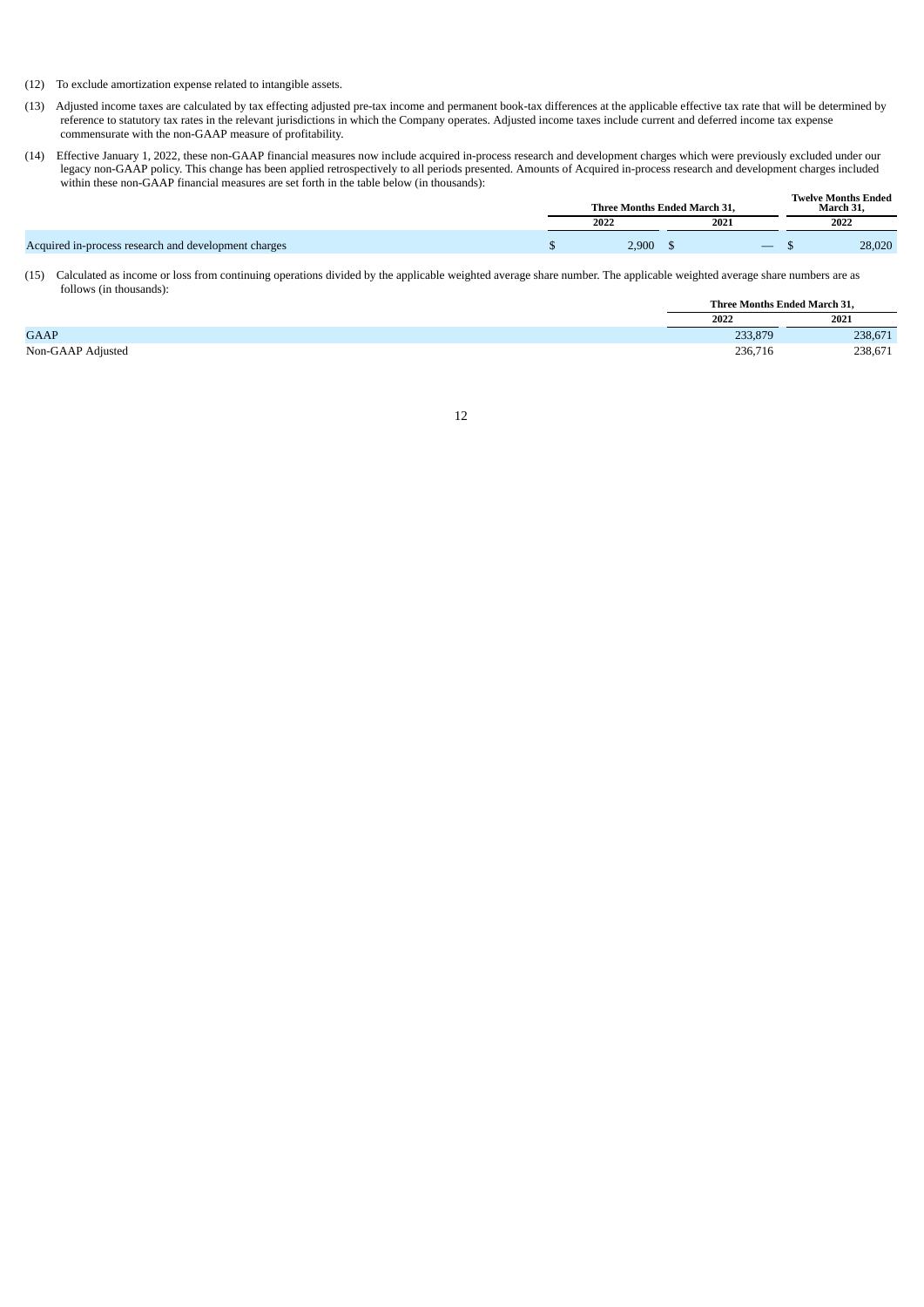(12) To exclude amortization expense related to intangible assets.

(13) Adjusted income taxes are calculated by tax effecting adjusted pre-tax income and permanent book-tax differences at the applicable effective tax rate that will be determined by reference to statutory tax rates in the relevant jurisdictions in which the Company operates. Adjusted income taxes include current and deferred income tax expense commensurate with the non-GAAP measure of profitability.

(14) Effective January 1, 2022, these non-GAAP financial measures now include acquired in-process research and development charges which were previously excluded under our legacy non-GAAP policy. This change has been applied retrospectively to all periods presented. Amounts of Acquired in-process research and development charges included within these non-GAAP financial measures are set forth in the table below (in thousands):

| | Three Months Ended March 31, | | Twelve Months Ended March 31, |
|---|---|---|---|
| | 2022 | 2021 | 2022 |
| Acquired in-process research and development charges | $ 2,900 | $ — | $ 28,020 |

(15) Calculated as income or loss from continuing operations divided by the applicable weighted average share number. The applicable weighted average share numbers are as follows (in thousands):

| | Three Months Ended March 31, | |
|---|---|---|
| | 2022 | 2021 |
| GAAP | 233,879 | 238,671 |
| Non-GAAP Adjusted | 236,716 | 238,671 |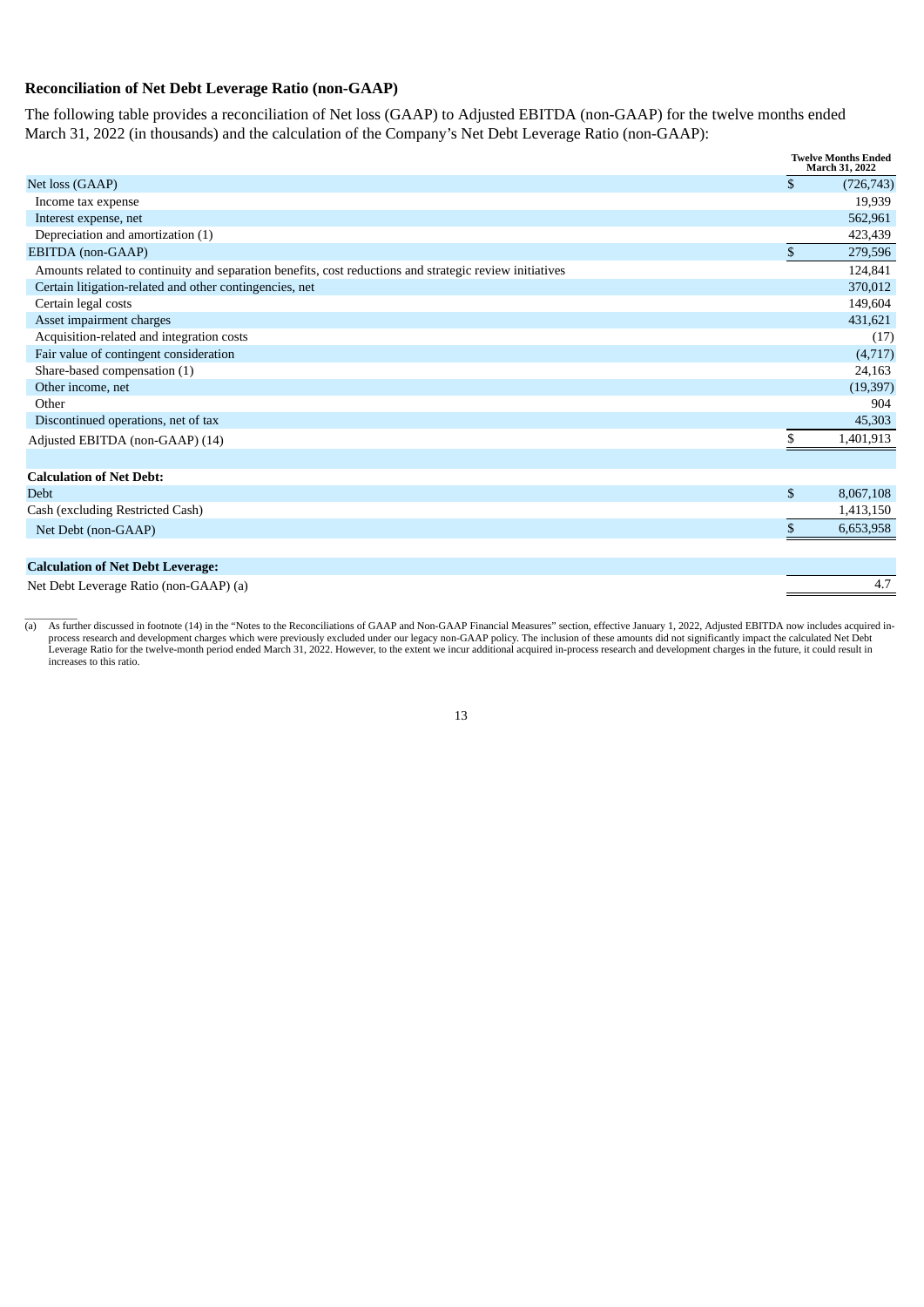## Reconciliation of Net Debt Leverage Ratio (non-GAAP)

The following table provides a reconciliation of Net loss (GAAP) to Adjusted EBITDA (non-GAAP) for the twelve months ended March 31, 2022 (in thousands) and the calculation of the Company's Net Debt Leverage Ratio (non-GAAP):

| | Twelve Months Ended March 31, 2022 |
|---|---|
| Net loss (GAAP) | $ (726,743) |
| Income tax expense | 19,939 |
| Interest expense, net | 562,961 |
| Depreciation and amortization (1) | 423,439 |
| EBITDA (non-GAAP) | $ 279,596 |
| Amounts related to continuity and separation benefits, cost reductions and strategic review initiatives | 124,841 |
| Certain litigation-related and other contingencies, net | 370,012 |
| Certain legal costs | 149,604 |
| Asset impairment charges | 431,621 |
| Acquisition-related and integration costs | (17) |
| Fair value of contingent consideration | (4,717) |
| Share-based compensation (1) | 24,163 |
| Other income, net | (19,397) |
| Other | 904 |
| Discontinued operations, net of tax | 45,303 |
| Adjusted EBITDA (non-GAAP) (14) | $ 1,401,913 |
| | |
| **Calculation of Net Debt:** | |
| Debt | $ 8,067,108 |
| Cash (excluding Restricted Cash) | 1,413,150 |
| Net Debt (non-GAAP) | $ 6,653,958 |
| | |
| **Calculation of Net Debt Leverage:** | |
| Net Debt Leverage Ratio (non-GAAP) (a) | 4.7 |

(a) As further discussed in footnote (14) in the "Notes to the Reconciliations of GAAP and Non-GAAP Financial Measures" section, effective January 1, 2022, Adjusted EBITDA now includes acquired in-process research and development charges which were previously excluded under our legacy non-GAAP policy. The inclusion of these amounts did not significantly impact the calculated Net Debt Leverage Ratio for the twelve-month period ended March 31, 2022. However, to the extent we incur additional acquired in-process research and development charges in the future, it could result in increases to this ratio.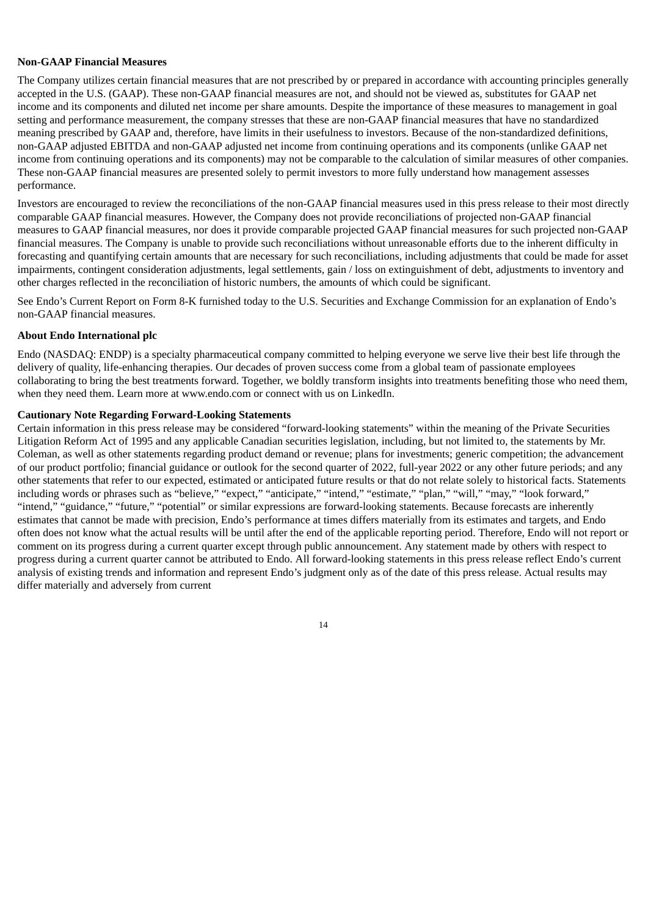**Non-GAAP Financial Measures**

The Company utilizes certain financial measures that are not prescribed by or prepared in accordance with accounting principles generally accepted in the U.S. (GAAP). These non-GAAP financial measures are not, and should not be viewed as, substitutes for GAAP net income and its components and diluted net income per share amounts. Despite the importance of these measures to management in goal setting and performance measurement, the company stresses that these are non-GAAP financial measures that have no standardized meaning prescribed by GAAP and, therefore, have limits in their usefulness to investors. Because of the non-standardized definitions, non-GAAP adjusted EBITDA and non-GAAP adjusted net income from continuing operations and its components (unlike GAAP net income from continuing operations and its components) may not be comparable to the calculation of similar measures of other companies. These non-GAAP financial measures are presented solely to permit investors to more fully understand how management assesses performance.

Investors are encouraged to review the reconciliations of the non-GAAP financial measures used in this press release to their most directly comparable GAAP financial measures. However, the Company does not provide reconciliations of projected non-GAAP financial measures to GAAP financial measures, nor does it provide comparable projected GAAP financial measures for such projected non-GAAP financial measures. The Company is unable to provide such reconciliations without unreasonable efforts due to the inherent difficulty in forecasting and quantifying certain amounts that are necessary for such reconciliations, including adjustments that could be made for asset impairments, contingent consideration adjustments, legal settlements, gain / loss on extinguishment of debt, adjustments to inventory and other charges reflected in the reconciliation of historic numbers, the amounts of which could be significant.

See Endo's Current Report on Form 8-K furnished today to the U.S. Securities and Exchange Commission for an explanation of Endo's non-GAAP financial measures.

**About Endo International plc**

Endo (NASDAQ: ENDP) is a specialty pharmaceutical company committed to helping everyone we serve live their best life through the delivery of quality, life-enhancing therapies. Our decades of proven success come from a global team of passionate employees collaborating to bring the best treatments forward. Together, we boldly transform insights into treatments benefiting those who need them, when they need them. Learn more at www.endo.com or connect with us on LinkedIn.

**Cautionary Note Regarding Forward-Looking Statements**

Certain information in this press release may be considered "forward-looking statements" within the meaning of the Private Securities Litigation Reform Act of 1995 and any applicable Canadian securities legislation, including, but not limited to, the statements by Mr. Coleman, as well as other statements regarding product demand or revenue; plans for investments; generic competition; the advancement of our product portfolio; financial guidance or outlook for the second quarter of 2022, full-year 2022 or any other future periods; and any other statements that refer to our expected, estimated or anticipated future results or that do not relate solely to historical facts. Statements including words or phrases such as "believe," "expect," "anticipate," "intend," "estimate," "plan," "will," "may," "look forward," "intend," "guidance," "future," "potential" or similar expressions are forward-looking statements. Because forecasts are inherently estimates that cannot be made with precision, Endo's performance at times differs materially from its estimates and targets, and Endo often does not know what the actual results will be until after the end of the applicable reporting period. Therefore, Endo will not report or comment on its progress during a current quarter except through public announcement. Any statement made by others with respect to progress during a current quarter cannot be attributed to Endo. All forward-looking statements in this press release reflect Endo's current analysis of existing trends and information and represent Endo's judgment only as of the date of this press release. Actual results may differ materially and adversely from current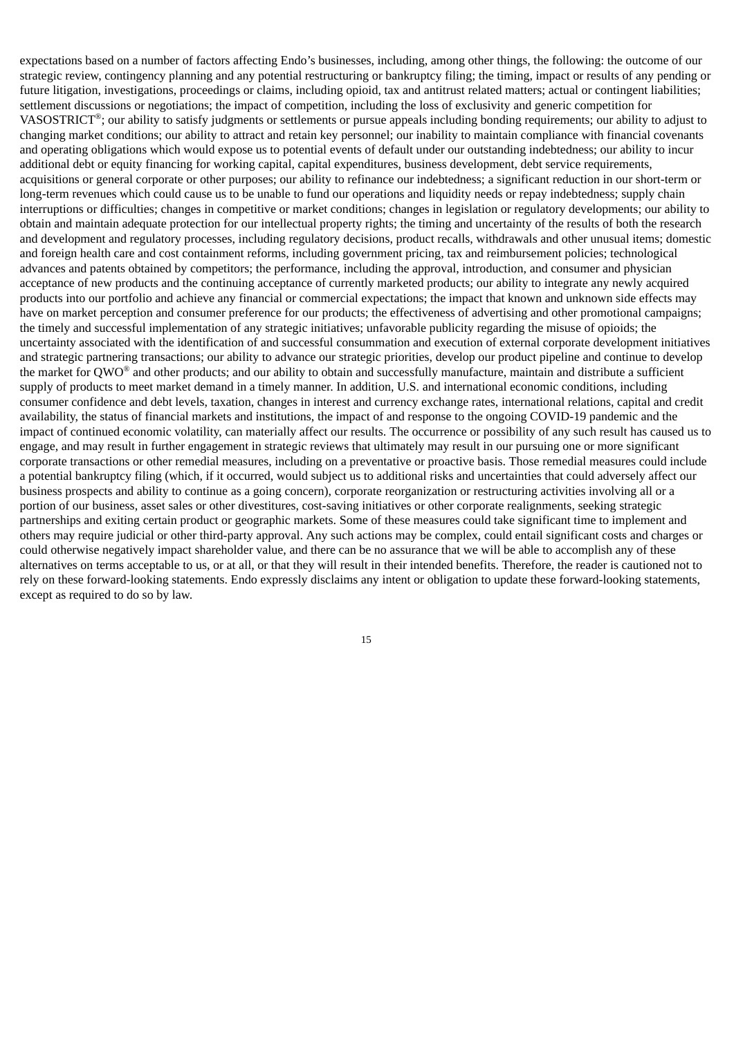expectations based on a number of factors affecting Endo's businesses, including, among other things, the following: the outcome of our strategic review, contingency planning and any potential restructuring or bankruptcy filing; the timing, impact or results of any pending or future litigation, investigations, proceedings or claims, including opioid, tax and antitrust related matters; actual or contingent liabilities; settlement discussions or negotiations; the impact of competition, including the loss of exclusivity and generic competition for VASOSTRICT®; our ability to satisfy judgments or settlements or pursue appeals including bonding requirements; our ability to adjust to changing market conditions; our ability to attract and retain key personnel; our inability to maintain compliance with financial covenants and operating obligations which would expose us to potential events of default under our outstanding indebtedness; our ability to incur additional debt or equity financing for working capital, capital expenditures, business development, debt service requirements, acquisitions or general corporate or other purposes; our ability to refinance our indebtedness; a significant reduction in our short-term or long-term revenues which could cause us to be unable to fund our operations and liquidity needs or repay indebtedness; supply chain interruptions or difficulties; changes in competitive or market conditions; changes in legislation or regulatory developments; our ability to obtain and maintain adequate protection for our intellectual property rights; the timing and uncertainty of the results of both the research and development and regulatory processes, including regulatory decisions, product recalls, withdrawals and other unusual items; domestic and foreign health care and cost containment reforms, including government pricing, tax and reimbursement policies; technological advances and patents obtained by competitors; the performance, including the approval, introduction, and consumer and physician acceptance of new products and the continuing acceptance of currently marketed products; our ability to integrate any newly acquired products into our portfolio and achieve any financial or commercial expectations; the impact that known and unknown side effects may have on market perception and consumer preference for our products; the effectiveness of advertising and other promotional campaigns; the timely and successful implementation of any strategic initiatives; unfavorable publicity regarding the misuse of opioids; the uncertainty associated with the identification of and successful consummation and execution of external corporate development initiatives and strategic partnering transactions; our ability to advance our strategic priorities, develop our product pipeline and continue to develop the market for QWO® and other products; and our ability to obtain and successfully manufacture, maintain and distribute a sufficient supply of products to meet market demand in a timely manner. In addition, U.S. and international economic conditions, including consumer confidence and debt levels, taxation, changes in interest and currency exchange rates, international relations, capital and credit availability, the status of financial markets and institutions, the impact of and response to the ongoing COVID-19 pandemic and the impact of continued economic volatility, can materially affect our results. The occurrence or possibility of any such result has caused us to engage, and may result in further engagement in strategic reviews that ultimately may result in our pursuing one or more significant corporate transactions or other remedial measures, including on a preventative or proactive basis. Those remedial measures could include a potential bankruptcy filing (which, if it occurred, would subject us to additional risks and uncertainties that could adversely affect our business prospects and ability to continue as a going concern), corporate reorganization or restructuring activities involving all or a portion of our business, asset sales or other divestitures, cost-saving initiatives or other corporate realignments, seeking strategic partnerships and exiting certain product or geographic markets. Some of these measures could take significant time to implement and others may require judicial or other third-party approval. Any such actions may be complex, could entail significant costs and charges or could otherwise negatively impact shareholder value, and there can be no assurance that we will be able to accomplish any of these alternatives on terms acceptable to us, or at all, or that they will result in their intended benefits. Therefore, the reader is cautioned not to rely on these forward-looking statements. Endo expressly disclaims any intent or obligation to update these forward-looking statements, except as required to do so by law.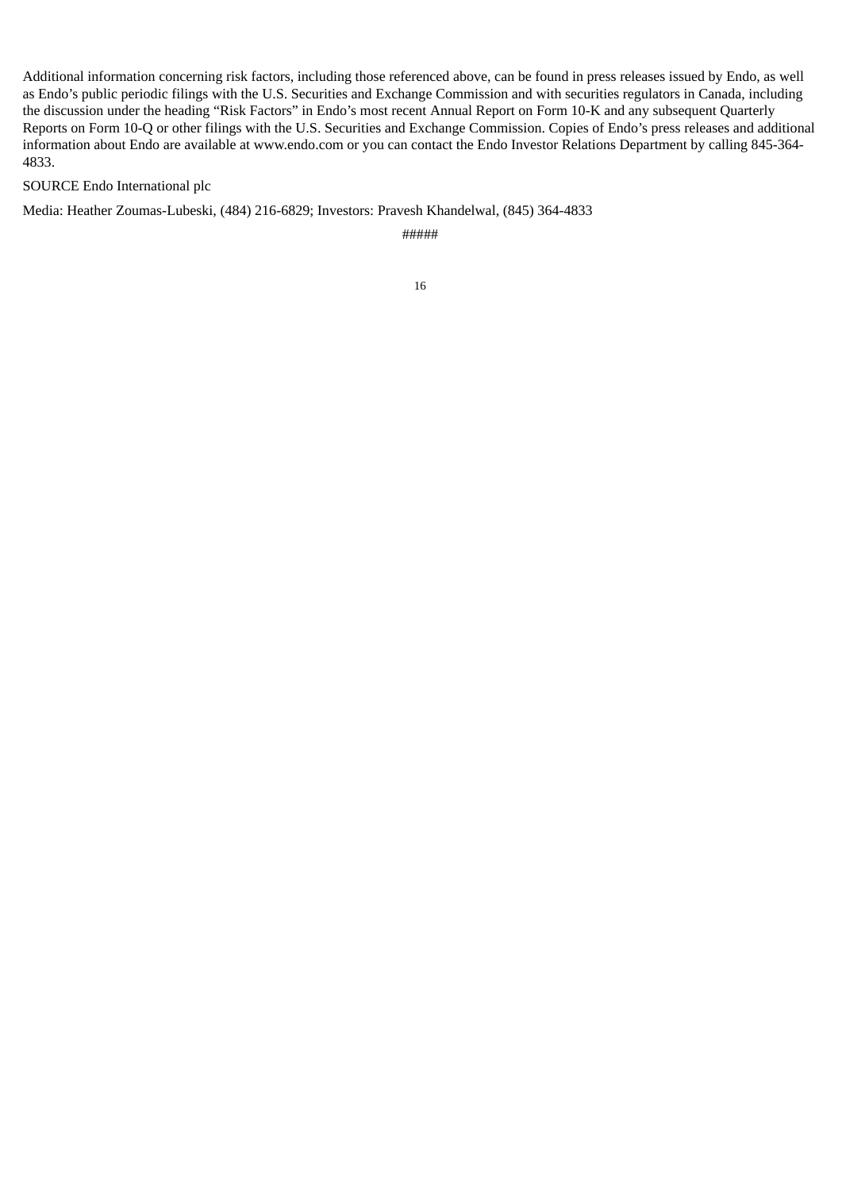Additional information concerning risk factors, including those referenced above, can be found in press releases issued by Endo, as well as Endo's public periodic filings with the U.S. Securities and Exchange Commission and with securities regulators in Canada, including the discussion under the heading "Risk Factors" in Endo's most recent Annual Report on Form 10-K and any subsequent Quarterly Reports on Form 10-Q or other filings with the U.S. Securities and Exchange Commission. Copies of Endo's press releases and additional information about Endo are available at www.endo.com or you can contact the Endo Investor Relations Department by calling 845-364-4833.

SOURCE Endo International plc

Media: Heather Zoumas-Lubeski, (484) 216-6829; Investors: Pravesh Khandelwal, (845) 364-4833

#####